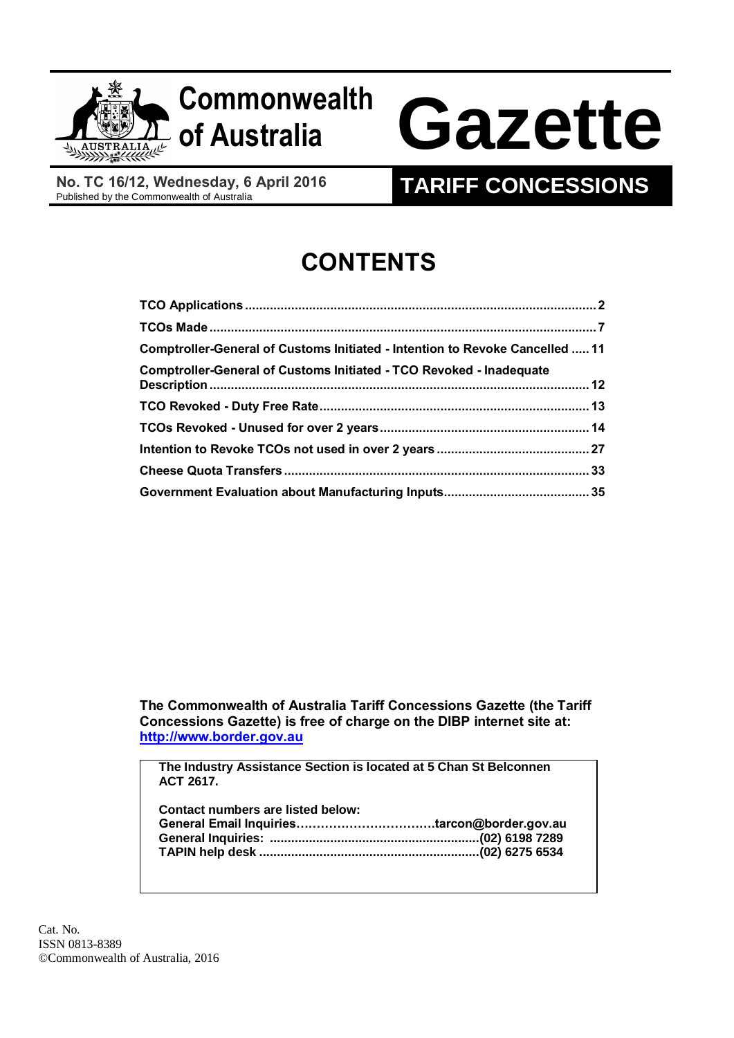# Commonwealth of Australia Gazette

**No. TC 16/12, Wednesday, 6 April 2016**
Published by the Commonwealth of Australia

## TARIFF CONCESSIONS

# CONTENTS

| | |
|---|---|
| **TCO Applications** | **2** |
| **TCOs Made** | **7** |
| **Comptroller-General of Customs Initiated - Intention to Revoke Cancelled** | **11** |
| **Comptroller-General of Customs Initiated - TCO Revoked - Inadequate Description** | **12** |
| **TCO Revoked - Duty Free Rate** | **13** |
| **TCOs Revoked - Unused for over 2 years** | **14** |
| **Intention to Revoke TCOs not used in over 2 years** | **27** |
| **Cheese Quota Transfers** | **33** |
| **Government Evaluation about Manufacturing Inputs** | **35** |

**The Commonwealth of Australia Tariff Concessions Gazette (the Tariff Concessions Gazette) is free of charge on the DIBP internet site at: [http://www.border.gov.au](http://www.border.gov.au)**

**The Industry Assistance Section is located at 5 Chan St Belconnen ACT 2617.**

**Contact numbers are listed below:**
**General Email Inquiries……………………………tarcon@border.gov.au**
**General Inquiries: ..........................................................(02) 6198 7289**
**TAPIN help desk .............................................................(02) 6275 6534**

Cat. No.
ISSN 0813-8389
©Commonwealth of Australia, 2016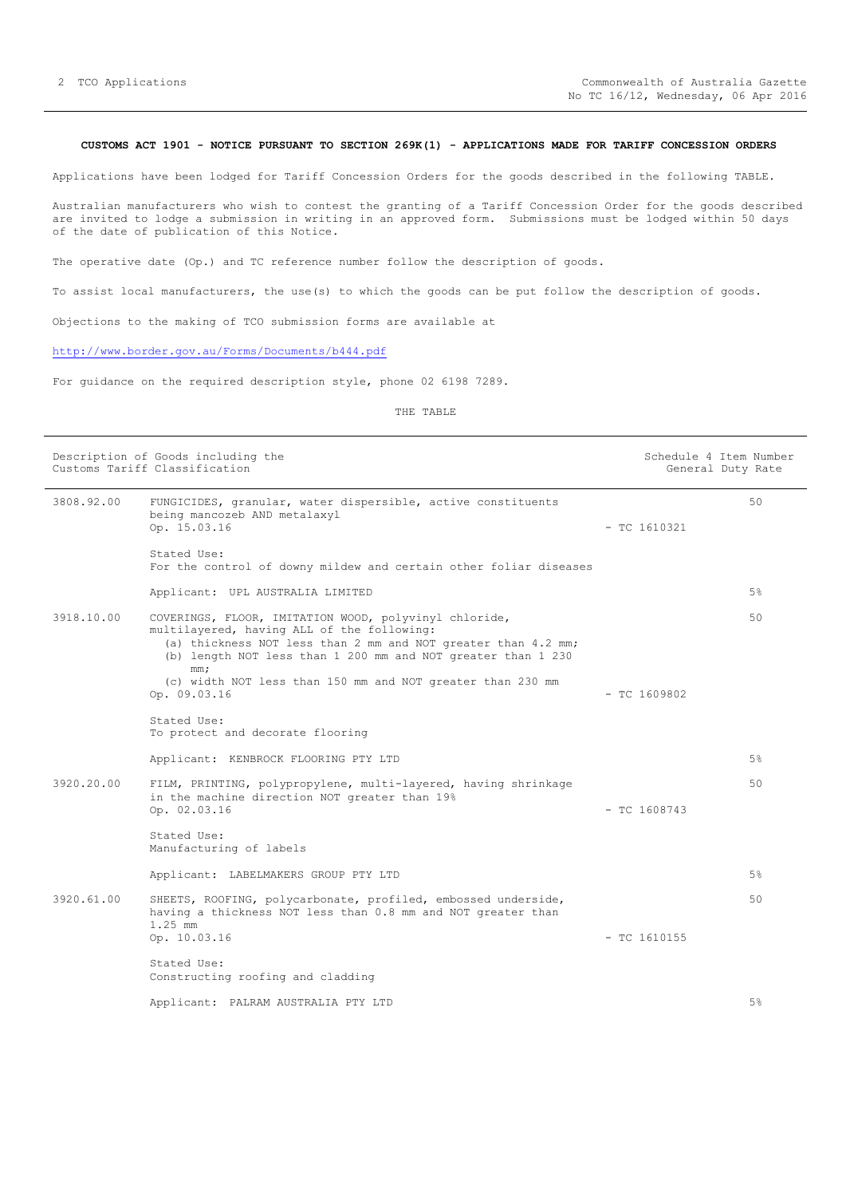**CUSTOMS ACT 1901 - NOTICE PURSUANT TO SECTION 269K(1) - APPLICATIONS MADE FOR TARIFF CONCESSION ORDERS**

Applications have been lodged for Tariff Concession Orders for the goods described in the following TABLE.

Australian manufacturers who wish to contest the granting of a Tariff Concession Order for the goods described are invited to lodge a submission in writing in an approved form. Submissions must be lodged within 50 days of the date of publication of this Notice.

The operative date (Op.) and TC reference number follow the description of goods.

To assist local manufacturers, the use(s) to which the goods can be put follow the description of goods.

Objections to the making of TCO submission forms are available at

http://www.border.gov.au/Forms/Documents/b444.pdf

For guidance on the required description style, phone 02 6198 7289.

THE TABLE

| Description of Goods including the Customs Tariff Classification | | | Schedule 4 Item Number General Duty Rate |
|---|---|---|---|
| 3808.92.00 | FUNGICIDES, granular, water dispersible, active constituents being mancozeb AND metalaxyl<br>Op. 15.03.16<br><br>Stated Use:<br>For the control of downy mildew and certain other foliar diseases<br><br>Applicant: UPL AUSTRALIA LIMITED | - TC 1610321 | 50<br><br>5% |
| 3918.10.00 | COVERINGS, FLOOR, IMITATION WOOD, polyvinyl chloride, multilayered, having ALL of the following:<br>(a) thickness NOT less than 2 mm and NOT greater than 4.2 mm;<br>(b) length NOT less than 1 200 mm and NOT greater than 1 230 mm;<br>(c) width NOT less than 150 mm and NOT greater than 230 mm<br>Op. 09.03.16<br><br>Stated Use:<br>To protect and decorate flooring<br><br>Applicant: KENBROCK FLOORING PTY LTD | - TC 1609802 | 50<br><br>5% |
| 3920.20.00 | FILM, PRINTING, polypropylene, multi-layered, having shrinkage in the machine direction NOT greater than 19%<br>Op. 02.03.16<br><br>Stated Use:<br>Manufacturing of labels<br><br>Applicant: LABELMAKERS GROUP PTY LTD | - TC 1608743 | 50<br><br>5% |
| 3920.61.00 | SHEETS, ROOFING, polycarbonate, profiled, embossed underside, having a thickness NOT less than 0.8 mm and NOT greater than 1.25 mm<br>Op. 10.03.16<br><br>Stated Use:<br>Constructing roofing and cladding<br><br>Applicant: PALRAM AUSTRALIA PTY LTD | - TC 1610155 | 50<br><br>5% |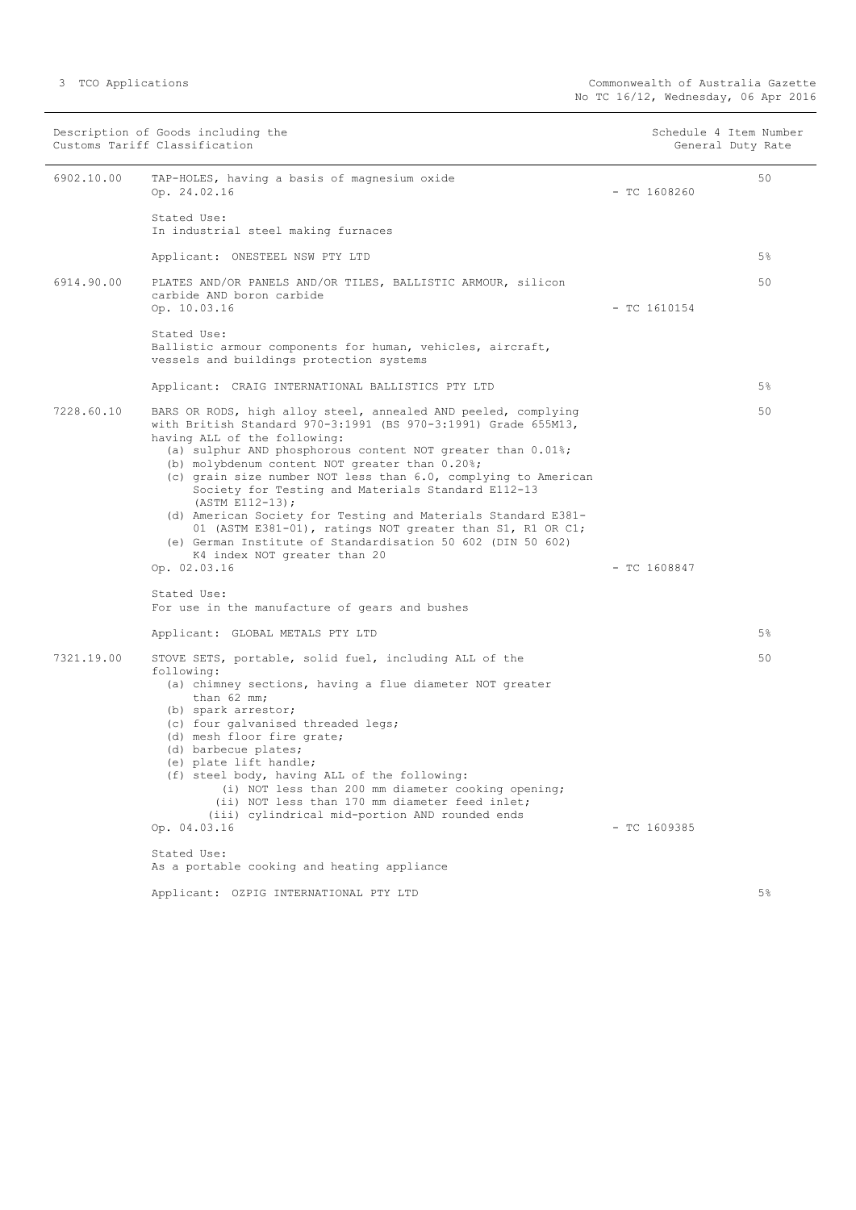| Description of Goods including the Customs Tariff Classification | | Schedule 4 Item Number | General Duty Rate |
|---|---|---|---|
| 6902.10.00 | TAP-HOLES, having a basis of magnesium oxide<br>Op. 24.02.16<br><br>Stated Use:<br>In industrial steel making furnaces<br><br>Applicant: ONESTEEL NSW PTY LTD | - TC 1608260 | 50<br><br>5% |
| 6914.90.00 | PLATES AND/OR PANELS AND/OR TILES, BALLISTIC ARMOUR, silicon carbide AND boron carbide<br>Op. 10.03.16<br><br>Stated Use:<br>Ballistic armour components for human, vehicles, aircraft, vessels and buildings protection systems<br><br>Applicant: CRAIG INTERNATIONAL BALLISTICS PTY LTD | - TC 1610154 | 50<br><br>5% |
| 7228.60.10 | BARS OR RODS, high alloy steel, annealed AND peeled, complying with British Standard 970-3:1991 (BS 970-3:1991) Grade 655M13, having ALL of the following:<br>(a) sulphur AND phosphorous content NOT greater than 0.01%;<br>(b) molybdenum content NOT greater than 0.20%;<br>(c) grain size number NOT less than 6.0, complying to American Society for Testing and Materials Standard E112-13 (ASTM E112-13);<br>(d) American Society for Testing and Materials Standard E381-01 (ASTM E381-01), ratings NOT greater than S1, R1 OR C1;<br>(e) German Institute of Standardisation 50 602 (DIN 50 602) K4 index NOT greater than 20<br>Op. 02.03.16<br><br>Stated Use:<br>For use in the manufacture of gears and bushes<br><br>Applicant: GLOBAL METALS PTY LTD | - TC 1608847 | 50<br><br>5% |
| 7321.19.00 | STOVE SETS, portable, solid fuel, including ALL of the following:<br>(a) chimney sections, having a flue diameter NOT greater than 62 mm;<br>(b) spark arrestor;<br>(c) four galvanised threaded legs;<br>(d) mesh floor fire grate;<br>(d) barbecue plates;<br>(e) plate lift handle;<br>(f) steel body, having ALL of the following:<br>(i) NOT less than 200 mm diameter cooking opening;<br>(ii) NOT less than 170 mm diameter feed inlet;<br>(iii) cylindrical mid-portion AND rounded ends<br>Op. 04.03.16<br><br>Stated Use:<br>As a portable cooking and heating appliance<br><br>Applicant: OZPIG INTERNATIONAL PTY LTD | - TC 1609385 | 50<br><br>5% |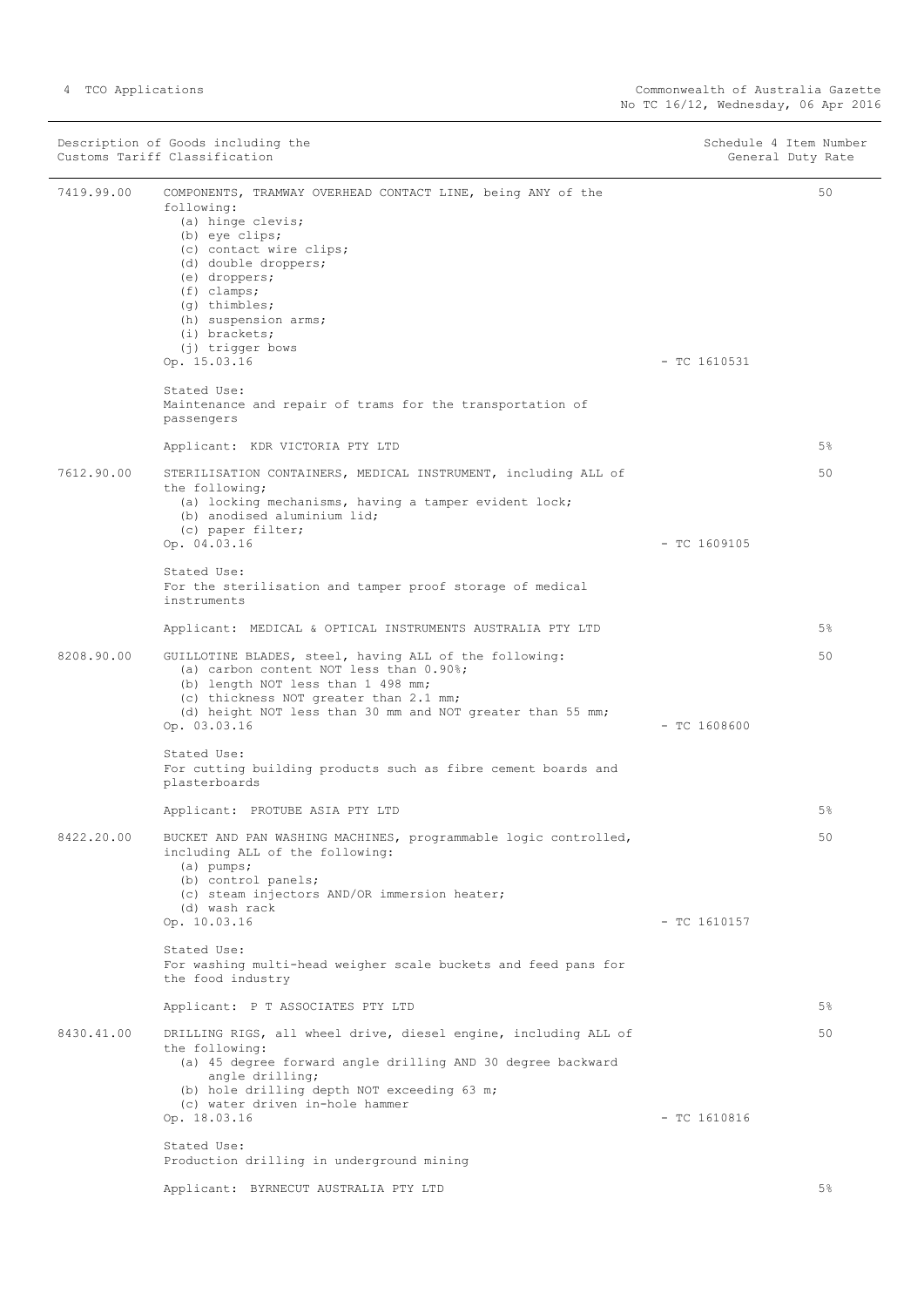| Description of Goods including the Customs Tariff Classification | | Schedule 4 Item Number General Duty Rate |
|---|---|---|
| 7419.99.00 | COMPONENTS, TRAMWAY OVERHEAD CONTACT LINE, being ANY of the following:<br>(a) hinge clevis;<br>(b) eye clips;<br>(c) contact wire clips;<br>(d) double droppers;<br>(e) droppers;<br>(f) clamps;<br>(g) thimbles;<br>(h) suspension arms;<br>(i) brackets;<br>(j) trigger bows<br>Op. 15.03.16 - TC 1610531<br><br>Stated Use:<br>Maintenance and repair of trams for the transportation of passengers<br><br>Applicant: KDR VICTORIA PTY LTD | 50<br><br>5% |
| 7612.90.00 | STERILISATION CONTAINERS, MEDICAL INSTRUMENT, including ALL of the following;<br>(a) locking mechanisms, having a tamper evident lock;<br>(b) anodised aluminium lid;<br>(c) paper filter;<br>Op. 04.03.16 - TC 1609105<br><br>Stated Use:<br>For the sterilisation and tamper proof storage of medical instruments<br><br>Applicant: MEDICAL & OPTICAL INSTRUMENTS AUSTRALIA PTY LTD | 50<br><br>5% |
| 8208.90.00 | GUILLOTINE BLADES, steel, having ALL of the following:<br>(a) carbon content NOT less than 0.90%;<br>(b) length NOT less than 1 498 mm;<br>(c) thickness NOT greater than 2.1 mm;<br>(d) height NOT less than 30 mm and NOT greater than 55 mm;<br>Op. 03.03.16 - TC 1608600<br><br>Stated Use:<br>For cutting building products such as fibre cement boards and plasterboards<br><br>Applicant: PROTUBE ASIA PTY LTD | 50<br><br>5% |
| 8422.20.00 | BUCKET AND PAN WASHING MACHINES, programmable logic controlled, including ALL of the following:<br>(a) pumps;<br>(b) control panels;<br>(c) steam injectors AND/OR immersion heater;<br>(d) wash rack<br>Op. 10.03.16 - TC 1610157<br><br>Stated Use:<br>For washing multi-head weigher scale buckets and feed pans for the food industry<br><br>Applicant: P T ASSOCIATES PTY LTD | 50<br><br>5% |
| 8430.41.00 | DRILLING RIGS, all wheel drive, diesel engine, including ALL of the following:<br>(a) 45 degree forward angle drilling AND 30 degree backward angle drilling;<br>(b) hole drilling depth NOT exceeding 63 m;<br>(c) water driven in-hole hammer<br>Op. 18.03.16 - TC 1610816<br><br>Stated Use:<br>Production drilling in underground mining<br><br>Applicant: BYRNECUT AUSTRALIA PTY LTD | 50<br><br>5% |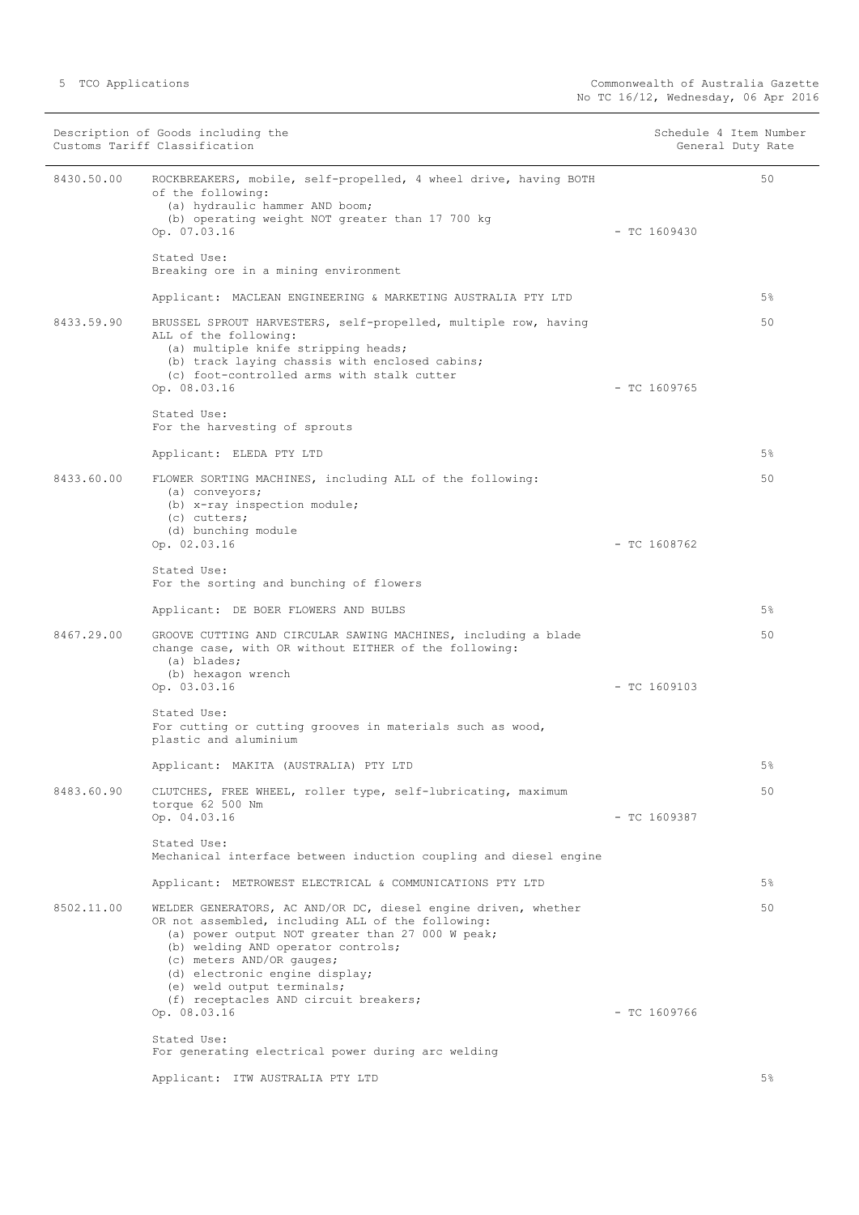| Description of Goods including the Customs Tariff Classification | | Schedule 4 Item Number | General Duty Rate |
|---|---|---|---|
| 8430.50.00 | ROCKBREAKERS, mobile, self-propelled, 4 wheel drive, having BOTH of the following:<br>(a) hydraulic hammer AND boom;<br>(b) operating weight NOT greater than 17 700 kg<br>Op. 07.03.16<br><br>Stated Use:<br>Breaking ore in a mining environment<br><br>Applicant: MACLEAN ENGINEERING & MARKETING AUSTRALIA PTY LTD | - TC 1609430 | 50<br><br>5% |
| 8433.59.90 | BRUSSEL SPROUT HARVESTERS, self-propelled, multiple row, having ALL of the following:<br>(a) multiple knife stripping heads;<br>(b) track laying chassis with enclosed cabins;<br>(c) foot-controlled arms with stalk cutter<br>Op. 08.03.16<br><br>Stated Use:<br>For the harvesting of sprouts<br><br>Applicant: ELEDA PTY LTD | - TC 1609765 | 50<br><br>5% |
| 8433.60.00 | FLOWER SORTING MACHINES, including ALL of the following:<br>(a) conveyors;<br>(b) x-ray inspection module;<br>(c) cutters;<br>(d) bunching module<br>Op. 02.03.16<br><br>Stated Use:<br>For the sorting and bunching of flowers<br><br>Applicant: DE BOER FLOWERS AND BULBS | - TC 1608762 | 50<br><br>5% |
| 8467.29.00 | GROOVE CUTTING AND CIRCULAR SAWING MACHINES, including a blade change case, with OR without EITHER of the following:<br>(a) blades;<br>(b) hexagon wrench<br>Op. 03.03.16<br><br>Stated Use:<br>For cutting or cutting grooves in materials such as wood, plastic and aluminium<br><br>Applicant: MAKITA (AUSTRALIA) PTY LTD | - TC 1609103 | 50<br><br>5% |
| 8483.60.90 | CLUTCHES, FREE WHEEL, roller type, self-lubricating, maximum torque 62 500 Nm<br>Op. 04.03.16<br><br>Stated Use:<br>Mechanical interface between induction coupling and diesel engine<br><br>Applicant: METROWEST ELECTRICAL & COMMUNICATIONS PTY LTD | - TC 1609387 | 50<br><br>5% |
| 8502.11.00 | WELDER GENERATORS, AC AND/OR DC, diesel engine driven, whether OR not assembled, including ALL of the following:<br>(a) power output NOT greater than 27 000 W peak;<br>(b) welding AND operator controls;<br>(c) meters AND/OR gauges;<br>(d) electronic engine display;<br>(e) weld output terminals;<br>(f) receptacles AND circuit breakers;<br>Op. 08.03.16<br><br>Stated Use:<br>For generating electrical power during arc welding<br><br>Applicant: ITW AUSTRALIA PTY LTD | - TC 1609766 | 50<br><br>5% |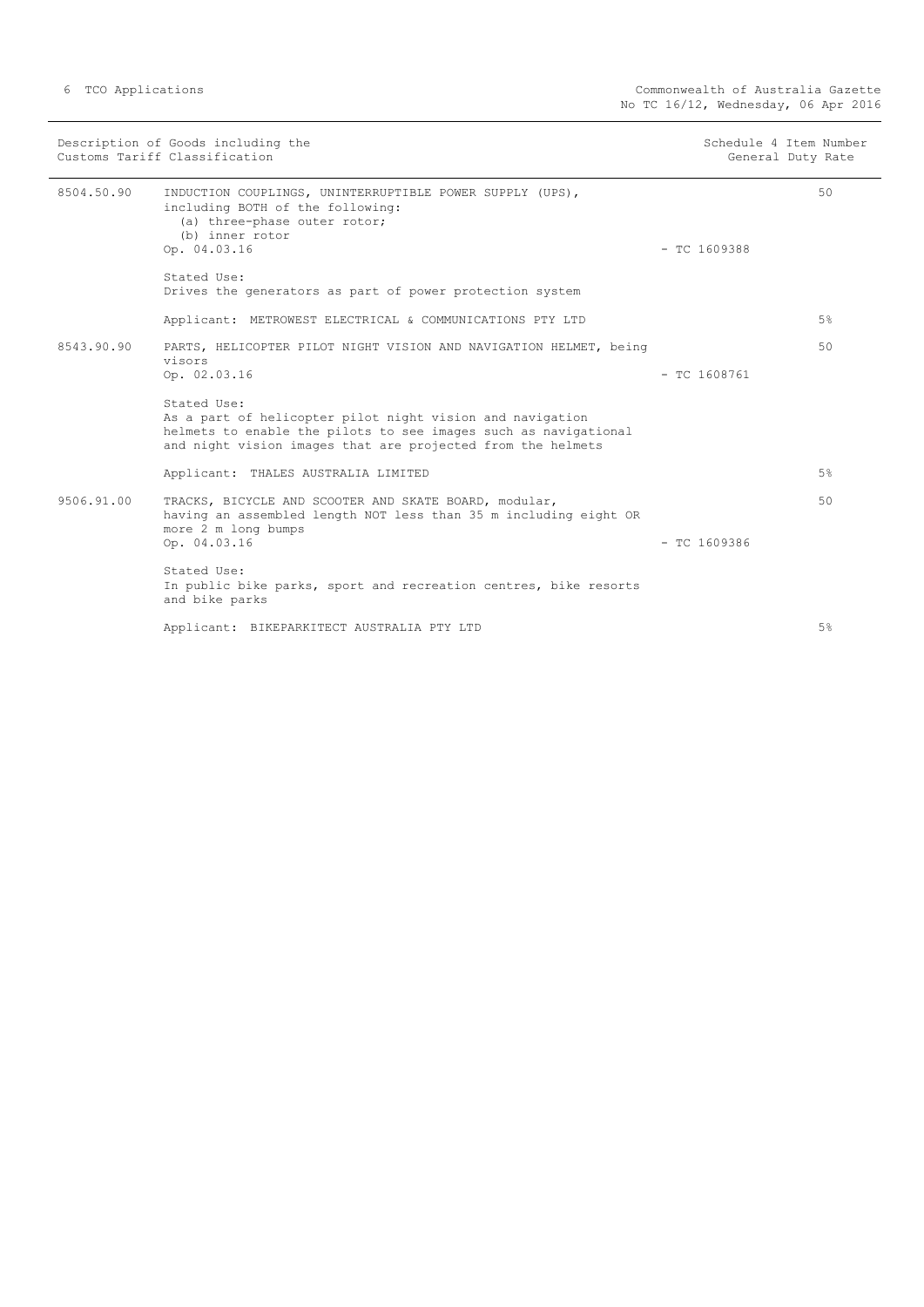| Description of Goods including the Customs Tariff Classification | | Schedule 4 Item Number | General Duty Rate |
|---|---|---|---|
| 8504.50.90 | INDUCTION COUPLINGS, UNINTERRUPTIBLE POWER SUPPLY (UPS), including BOTH of the following:<br>(a) three-phase outer rotor;<br>(b) inner rotor<br>Op. 04.03.16<br><br>Stated Use:<br>Drives the generators as part of power protection system<br><br>Applicant: METROWEST ELECTRICAL & COMMUNICATIONS PTY LTD | 50<br>- TC 1609388 | 5% |
| 8543.90.90 | PARTS, HELICOPTER PILOT NIGHT VISION AND NAVIGATION HELMET, being visors<br>Op. 02.03.16<br><br>Stated Use:<br>As a part of helicopter pilot night vision and navigation helmets to enable the pilots to see images such as navigational and night vision images that are projected from the helmets<br><br>Applicant: THALES AUSTRALIA LIMITED | 50<br>- TC 1608761 | 5% |
| 9506.91.00 | TRACKS, BICYCLE AND SCOOTER AND SKATE BOARD, modular, having an assembled length NOT less than 35 m including eight OR more 2 m long bumps<br>Op. 04.03.16<br><br>Stated Use:<br>In public bike parks, sport and recreation centres, bike resorts and bike parks<br><br>Applicant: BIKEPARKITECT AUSTRALIA PTY LTD | 50<br>- TC 1609386 | 5% |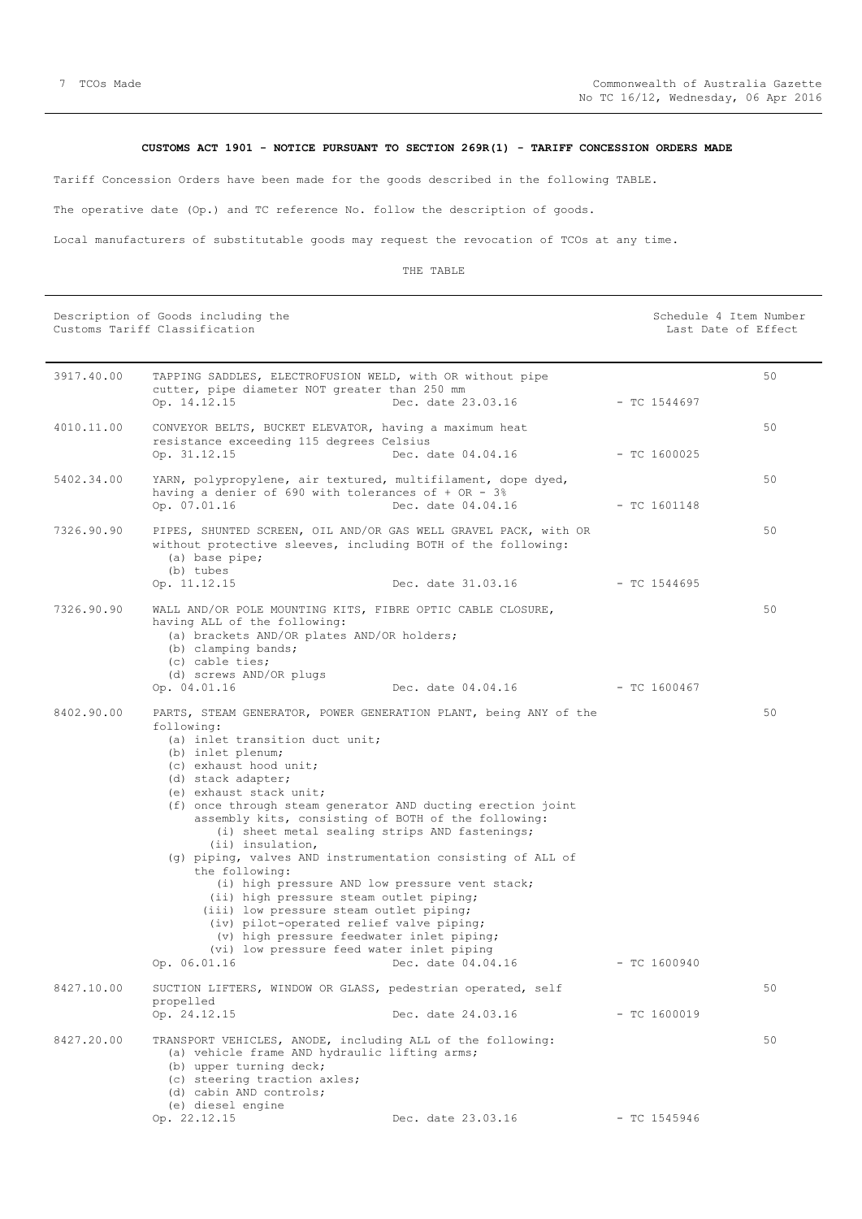**CUSTOMS ACT 1901 - NOTICE PURSUANT TO SECTION 269R(1) - TARIFF CONCESSION ORDERS MADE**

Tariff Concession Orders have been made for the goods described in the following TABLE.

The operative date (Op.) and TC reference No. follow the description of goods.

Local manufacturers of substitutable goods may request the revocation of TCOs at any time.

THE TABLE

| Description of Goods including the Customs Tariff Classification | | Schedule 4 Item Number Last Date of Effect |
|---|---|---|
| 3917.40.00 | TAPPING SADDLES, ELECTROFUSION WELD, with OR without pipe cutter, pipe diameter NOT greater than 250 mm<br>Op. 14.12.15 Dec. date 23.03.16 - TC 1544697 | 50 |
| 4010.11.00 | CONVEYOR BELTS, BUCKET ELEVATOR, having a maximum heat resistance exceeding 115 degrees Celsius<br>Op. 31.12.15 Dec. date 04.04.16 - TC 1600025 | 50 |
| 5402.34.00 | YARN, polypropylene, air textured, multifilament, dope dyed, having a denier of 690 with tolerances of + OR - 3%<br>Op. 07.01.16 Dec. date 04.04.16 - TC 1601148 | 50 |
| 7326.90.90 | PIPES, SHUNTED SCREEN, OIL AND/OR GAS WELL GRAVEL PACK, with OR without protective sleeves, including BOTH of the following:<br>(a) base pipe;<br>(b) tubes<br>Op. 11.12.15 Dec. date 31.03.16 - TC 1544695 | 50 |
| 7326.90.90 | WALL AND/OR POLE MOUNTING KITS, FIBRE OPTIC CABLE CLOSURE, having ALL of the following:<br>(a) brackets AND/OR plates AND/OR holders;<br>(b) clamping bands;<br>(c) cable ties;<br>(d) screws AND/OR plugs<br>Op. 04.01.16 Dec. date 04.04.16 - TC 1600467 | 50 |
| 8402.90.00 | PARTS, STEAM GENERATOR, POWER GENERATION PLANT, being ANY of the following:<br>(a) inlet transition duct unit;<br>(b) inlet plenum;<br>(c) exhaust hood unit;<br>(d) stack adapter;<br>(e) exhaust stack unit;<br>(f) once through steam generator AND ducting erection joint assembly kits, consisting of BOTH of the following:<br>(i) sheet metal sealing strips AND fastenings;<br>(ii) insulation,<br>(g) piping, valves AND instrumentation consisting of ALL of the following:<br>(i) high pressure AND low pressure vent stack;<br>(ii) high pressure steam outlet piping;<br>(iii) low pressure steam outlet piping;<br>(iv) pilot-operated relief valve piping;<br>(v) high pressure feedwater inlet piping;<br>(vi) low pressure feed water inlet piping<br>Op. 06.01.16 Dec. date 04.04.16 - TC 1600940 | 50 |
| 8427.10.00 | SUCTION LIFTERS, WINDOW OR GLASS, pedestrian operated, self propelled<br>Op. 24.12.15 Dec. date 24.03.16 - TC 1600019 | 50 |
| 8427.20.00 | TRANSPORT VEHICLES, ANODE, including ALL of the following:<br>(a) vehicle frame AND hydraulic lifting arms;<br>(b) upper turning deck;<br>(c) steering traction axles;<br>(d) cabin AND controls;<br>(e) diesel engine<br>Op. 22.12.15 Dec. date 23.03.16 - TC 1545946 | 50 |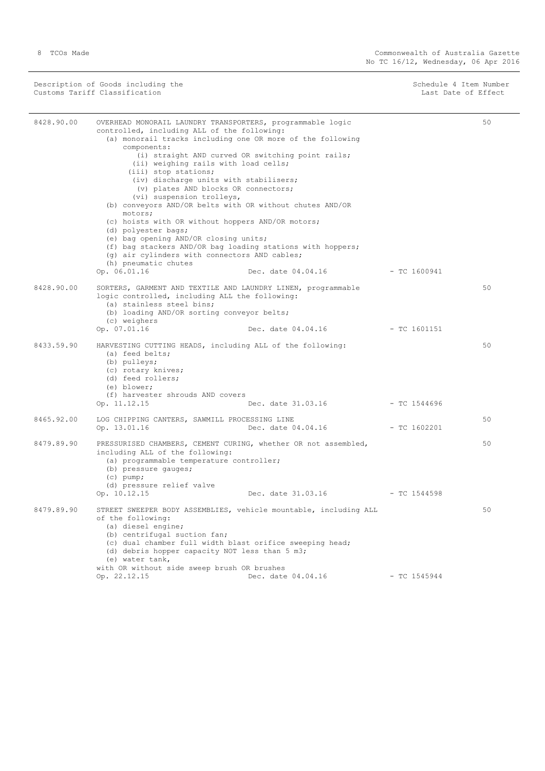| Description of Goods including the Customs Tariff Classification | | Schedule 4 Item Number Last Date of Effect |
|---|---|---|
| 8428.90.00 | OVERHEAD MONORAIL LAUNDRY TRANSPORTERS, programmable logic controlled, including ALL of the following:<br>(a) monorail tracks including one OR more of the following components:<br>(i) straight AND curved OR switching point rails;<br>(ii) weighing rails with load cells;<br>(iii) stop stations;<br>(iv) discharge units with stabilisers;<br>(v) plates AND blocks OR connectors;<br>(vi) suspension trolleys,<br>(b) conveyors AND/OR belts with OR without chutes AND/OR motors;<br>(c) hoists with OR without hoppers AND/OR motors;<br>(d) polyester bags;<br>(e) bag opening AND/OR closing units;<br>(f) bag stackers AND/OR bag loading stations with hoppers;<br>(g) air cylinders with connectors AND cables;<br>(h) pneumatic chutes<br>Op. 06.01.16 Dec. date 04.04.16 - TC 1600941 | 50 |
| 8428.90.00 | SORTERS, GARMENT AND TEXTILE AND LAUNDRY LINEN, programmable logic controlled, including ALL the following:<br>(a) stainless steel bins;<br>(b) loading AND/OR sorting conveyor belts;<br>(c) weighers<br>Op. 07.01.16 Dec. date 04.04.16 - TC 1601151 | 50 |
| 8433.59.90 | HARVESTING CUTTING HEADS, including ALL of the following:<br>(a) feed belts;<br>(b) pulleys;<br>(c) rotary knives;<br>(d) feed rollers;<br>(e) blower;<br>(f) harvester shrouds AND covers<br>Op. 11.12.15 Dec. date 31.03.16 - TC 1544696 | 50 |
| 8465.92.00 | LOG CHIPPING CANTERS, SAWMILL PROCESSING LINE<br>Op. 13.01.16 Dec. date 04.04.16 - TC 1602201 | 50 |
| 8479.89.90 | PRESSURISED CHAMBERS, CEMENT CURING, whether OR not assembled, including ALL of the following:<br>(a) programmable temperature controller;<br>(b) pressure gauges;<br>(c) pump;<br>(d) pressure relief valve<br>Op. 10.12.15 Dec. date 31.03.16 - TC 1544598 | 50 |
| 8479.89.90 | STREET SWEEPER BODY ASSEMBLIES, vehicle mountable, including ALL of the following:<br>(a) diesel engine;<br>(b) centrifugal suction fan;<br>(c) dual chamber full width blast orifice sweeping head;<br>(d) debris hopper capacity NOT less than 5 m3;<br>(e) water tank,<br>with OR without side sweep brush OR brushes<br>Op. 22.12.15 Dec. date 04.04.16 - TC 1545944 | 50 |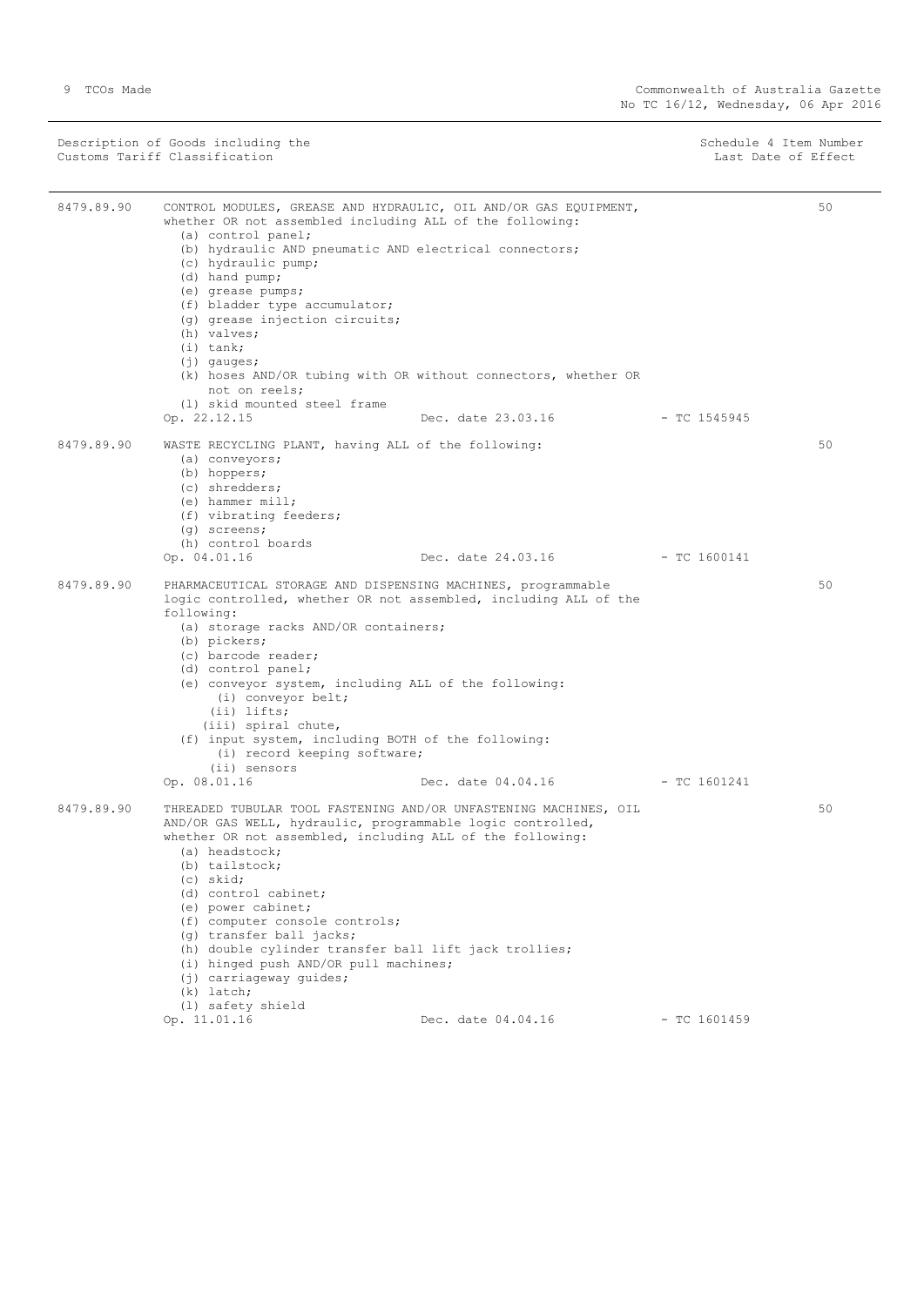| Description of Goods including the Customs Tariff Classification | | | Schedule 4 Item Number Last Date of Effect |
|---|---|---|---|

**8479.89.90** CONTROL MODULES, GREASE AND HYDRAULIC, OIL AND/OR GAS EQUIPMENT, whether OR not assembled including ALL of the following:
- (a) control panel;
- (b) hydraulic AND pneumatic AND electrical connectors;
- (c) hydraulic pump;
- (d) hand pump;
- (e) grease pumps;
- (f) bladder type accumulator;
- (g) grease injection circuits;
- (h) valves;
- (i) tank;
- (j) gauges;
- (k) hoses AND/OR tubing with OR without connectors, whether OR not on reels;
- (l) skid mounted steel frame

Op. 22.12.15 Dec. date 23.03.16 - TC 1545945 — 50

**8479.89.90** WASTE RECYCLING PLANT, having ALL of the following:
- (a) conveyors;
- (b) hoppers;
- (c) shredders;
- (e) hammer mill;
- (f) vibrating feeders;
- (g) screens;
- (h) control boards

Op. 04.01.16 Dec. date 24.03.16 - TC 1600141 — 50

**8479.89.90** PHARMACEUTICAL STORAGE AND DISPENSING MACHINES, programmable logic controlled, whether OR not assembled, including ALL of the following:
- (a) storage racks AND/OR containers;
- (b) pickers;
- (c) barcode reader;
- (d) control panel;
- (e) conveyor system, including ALL of the following:
  - (i) conveyor belt;
  - (ii) lifts;
  - (iii) spiral chute,
- (f) input system, including BOTH of the following:
  - (i) record keeping software;
  - (ii) sensors

Op. 08.01.16 Dec. date 04.04.16 - TC 1601241 — 50

**8479.89.90** THREADED TUBULAR TOOL FASTENING AND/OR UNFASTENING MACHINES, OIL AND/OR GAS WELL, hydraulic, programmable logic controlled, whether OR not assembled, including ALL of the following:
- (a) headstock;
- (b) tailstock;
- (c) skid;
- (d) control cabinet;
- (e) power cabinet;
- (f) computer console controls;
- (g) transfer ball jacks;
- (h) double cylinder transfer ball lift jack trollies;
- (i) hinged push AND/OR pull machines;
- (j) carriageway guides;
- (k) latch;
- (l) safety shield

Op. 11.01.16 Dec. date 04.04.16 - TC 1601459 — 50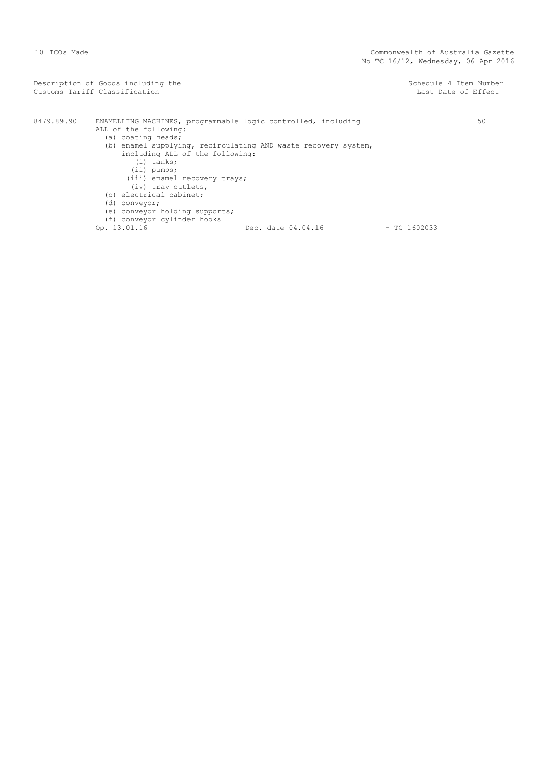| Description of Goods including the Customs Tariff Classification | | Schedule 4 Item Number Last Date of Effect |
| --- | --- | --- |
| 8479.89.90 | ENAMELLING MACHINES, programmable logic controlled, including ALL of the following:<br>(a) coating heads;<br>(b) enamel supplying, recirculating AND waste recovery system, including ALL of the following:<br>(i) tanks;<br>(ii) pumps;<br>(iii) enamel recovery trays;<br>(iv) tray outlets,<br>(c) electrical cabinet;<br>(d) conveyor;<br>(e) conveyor holding supports;<br>(f) conveyor cylinder hooks<br>Op. 13.01.16 Dec. date 04.04.16 - TC 1602033 | 50 |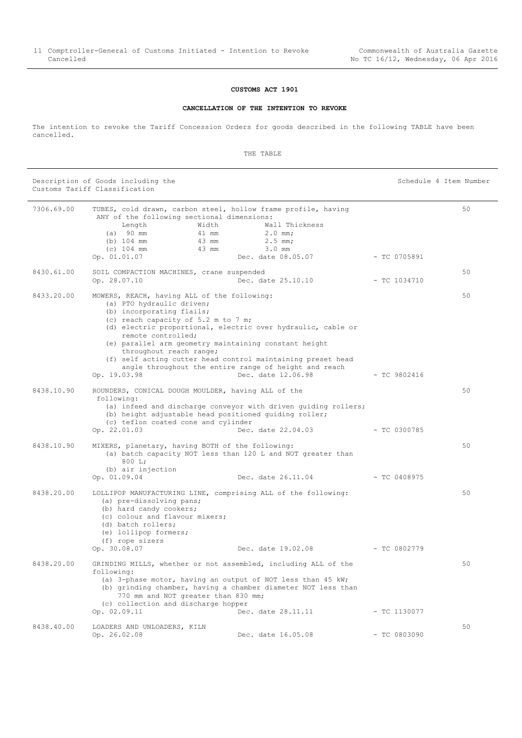**CUSTOMS ACT 1901**

**CANCELLATION OF THE INTENTION TO REVOKE**

The intention to revoke the Tariff Concession Orders for goods described in the following TABLE have been cancelled.

THE TABLE

| Description of Goods including the Customs Tariff Classification | | | Schedule 4 Item Number |
|---|---|---|---|
| 7306.69.00 | TUBES, cold drawn, carbon steel, hollow frame profile, having ANY of the following sectional dimensions:<br>Length / Width / Wall Thickness<br>(a) 90 mm / 41 mm / 2.0 mm;<br>(b) 104 mm / 43 mm / 2.5 mm;<br>(c) 104 mm / 43 mm / 3.0 mm<br>Op. 01.01.07 Dec. date 08.05.07 | - TC 0705891 | 50 |
| 8430.61.00 | SOIL COMPACTION MACHINES, crane suspended<br>Op. 28.07.10 Dec. date 25.10.10 | - TC 1034710 | 50 |
| 8433.20.00 | MOWERS, REACH, having ALL of the following:<br>(a) PTO hydraulic driven;<br>(b) incorporating flails;<br>(c) reach capacity of 5.2 m to 7 m;<br>(d) electric proportional, electric over hydraulic, cable or remote controlled;<br>(e) parallel arm geometry maintaining constant height throughout reach range;<br>(f) self acting cutter head control maintaining preset head angle throughout the entire range of height and reach<br>Op. 19.03.98 Dec. date 12.06.98 | - TC 9802416 | 50 |
| 8438.10.90 | ROUNDERS, CONICAL DOUGH MOULDER, having ALL of the following:<br>(a) infeed and discharge conveyor with driven guiding rollers;<br>(b) height adjustable head positioned guiding roller;<br>(c) teflon coated cone and cylinder<br>Op. 22.01.03 Dec. date 22.04.03 | - TC 0300785 | 50 |
| 8438.10.90 | MIXERS, planetary, having BOTH of the following:<br>(a) batch capacity NOT less than 120 L and NOT greater than 800 L;<br>(b) air injection<br>Op. 01.09.04 Dec. date 26.11.04 | - TC 0408975 | 50 |
| 8438.20.00 | LOLLIPOP MANUFACTURING LINE, comprising ALL of the following:<br>(a) pre-dissolving pans;<br>(b) hard candy cookers;<br>(c) colour and flavour mixers;<br>(d) batch rollers;<br>(e) lollipop formers;<br>(f) rope sizers<br>Op. 30.08.07 Dec. date 19.02.08 | - TC 0802779 | 50 |
| 8438.20.00 | GRINDING MILLS, whether or not assembled, including ALL of the following:<br>(a) 3-phase motor, having an output of NOT less than 45 kW;<br>(b) grinding chamber, having a chamber diameter NOT less than 770 mm and NOT greater than 830 mm;<br>(c) collection and discharge hopper<br>Op. 02.09.11 Dec. date 28.11.11 | - TC 1130077 | 50 |
| 8438.40.00 | LOADERS AND UNLOADERS, KILN<br>Op. 26.02.08 Dec. date 16.05.08 | - TC 0803090 | 50 |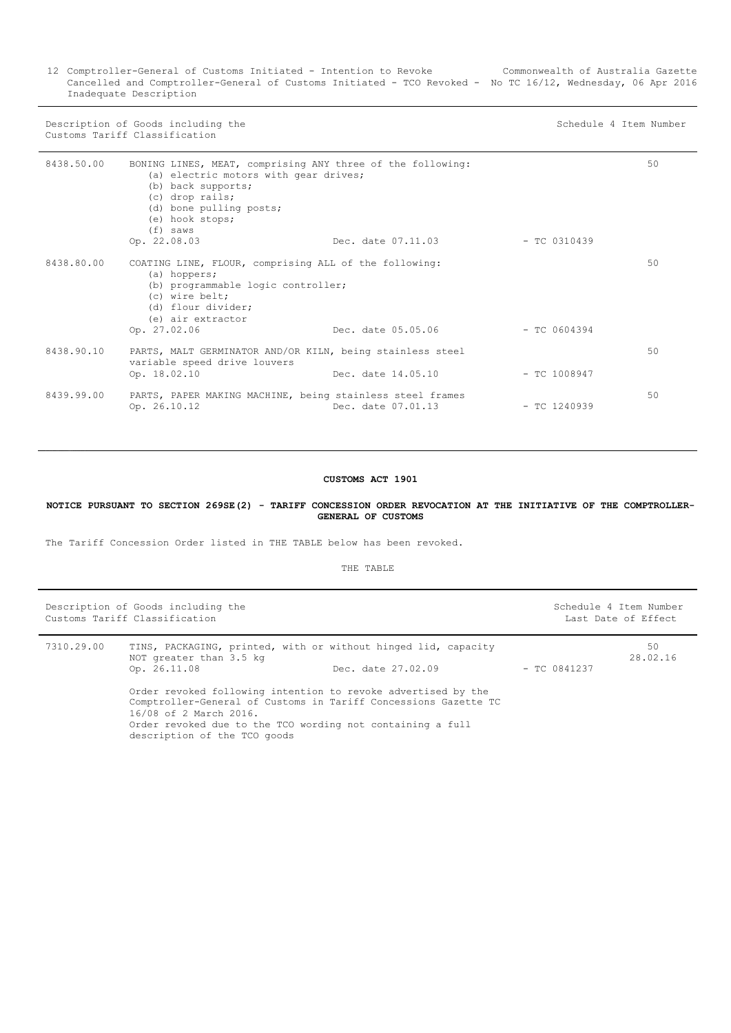| Description of Goods including the Customs Tariff Classification | | | | Schedule 4 Item Number |
|---|---|---|---|---|
| 8438.50.00 | BONING LINES, MEAT, comprising ANY three of the following: (a) electric motors with gear drives; (b) back supports; (c) drop rails; (d) bone pulling posts; (e) hook stops; (f) saws Op. 22.08.03 | Dec. date 07.11.03 | - TC 0310439 | 50 |
| 8438.80.00 | COATING LINE, FLOUR, comprising ALL of the following: (a) hoppers; (b) programmable logic controller; (c) wire belt; (d) flour divider; (e) air extractor Op. 27.02.06 | Dec. date 05.05.06 | - TC 0604394 | 50 |
| 8438.90.10 | PARTS, MALT GERMINATOR AND/OR KILN, being stainless steel variable speed drive louvers Op. 18.02.10 | Dec. date 14.05.10 | - TC 1008947 | 50 |
| 8439.99.00 | PARTS, PAPER MAKING MACHINE, being stainless steel frames Op. 26.10.12 | Dec. date 07.01.13 | - TC 1240939 | 50 |

**CUSTOMS ACT 1901**

**NOTICE PURSUANT TO SECTION 269SE(2) - TARIFF CONCESSION ORDER REVOCATION AT THE INITIATIVE OF THE COMPTROLLER-GENERAL OF CUSTOMS**

The Tariff Concession Order listed in THE TABLE below has been revoked.

THE TABLE

| Description of Goods including the Customs Tariff Classification | | | | Schedule 4 Item Number Last Date of Effect |
|---|---|---|---|---|
| 7310.29.00 | TINS, PACKAGING, printed, with or without hinged lid, capacity NOT greater than 3.5 kg Op. 26.11.08 | Dec. date 27.02.09 | - TC 0841237 | 50 28.02.16 |
| | Order revoked following intention to revoke advertised by the Comptroller-General of Customs in Tariff Concessions Gazette TC 16/08 of 2 March 2016. Order revoked due to the TCO wording not containing a full description of the TCO goods | | | |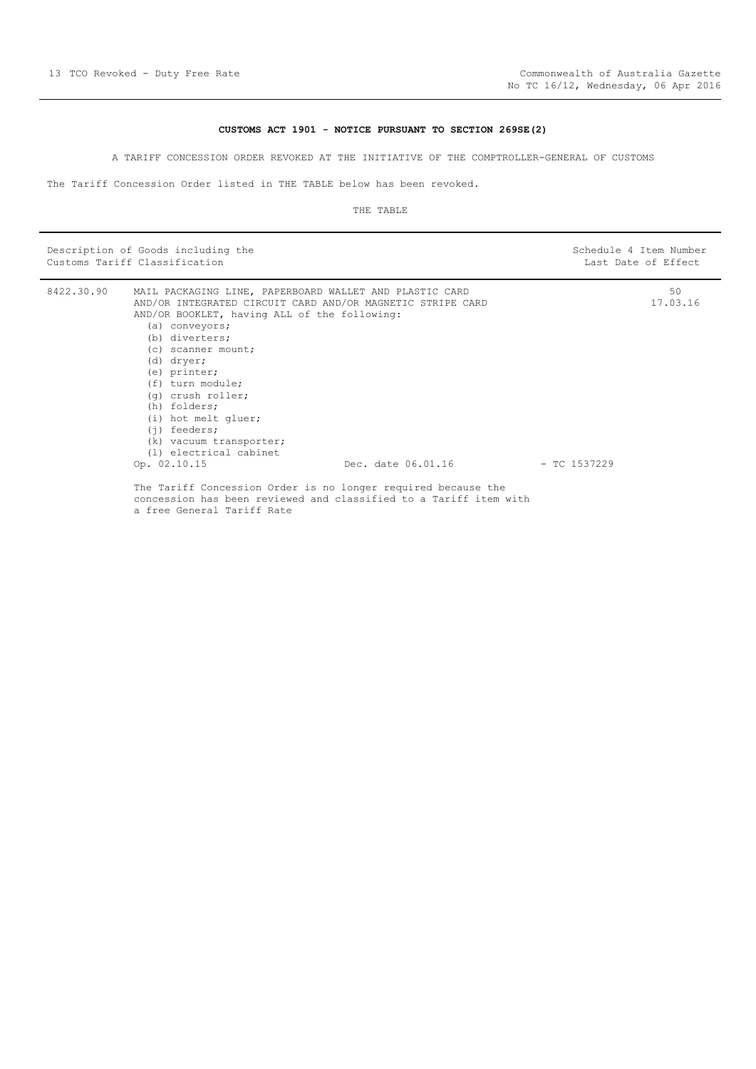## CUSTOMS ACT 1901 - NOTICE PURSUANT TO SECTION 269SE(2)

A TARIFF CONCESSION ORDER REVOKED AT THE INITIATIVE OF THE COMPTROLLER-GENERAL OF CUSTOMS

The Tariff Concession Order listed in THE TABLE below has been revoked.

THE TABLE

| Description of Goods including the Customs Tariff Classification | | Schedule 4 Item Number Last Date of Effect |
|---|---|---|
| 8422.30.90 | MAIL PACKAGING LINE, PAPERBOARD WALLET AND PLASTIC CARD AND/OR INTEGRATED CIRCUIT CARD AND/OR MAGNETIC STRIPE CARD AND/OR BOOKLET, having ALL of the following:<br>(a) conveyors;<br>(b) diverters;<br>(c) scanner mount;<br>(d) dryer;<br>(e) printer;<br>(f) turn module;<br>(g) crush roller;<br>(h) folders;<br>(i) hot melt gluer;<br>(j) feeders;<br>(k) vacuum transporter;<br>(l) electrical cabinet<br>Op. 02.10.15 Dec. date 06.01.16 - TC 1537229<br><br>The Tariff Concession Order is no longer required because the concession has been reviewed and classified to a Tariff item with a free General Tariff Rate | 50<br>17.03.16 |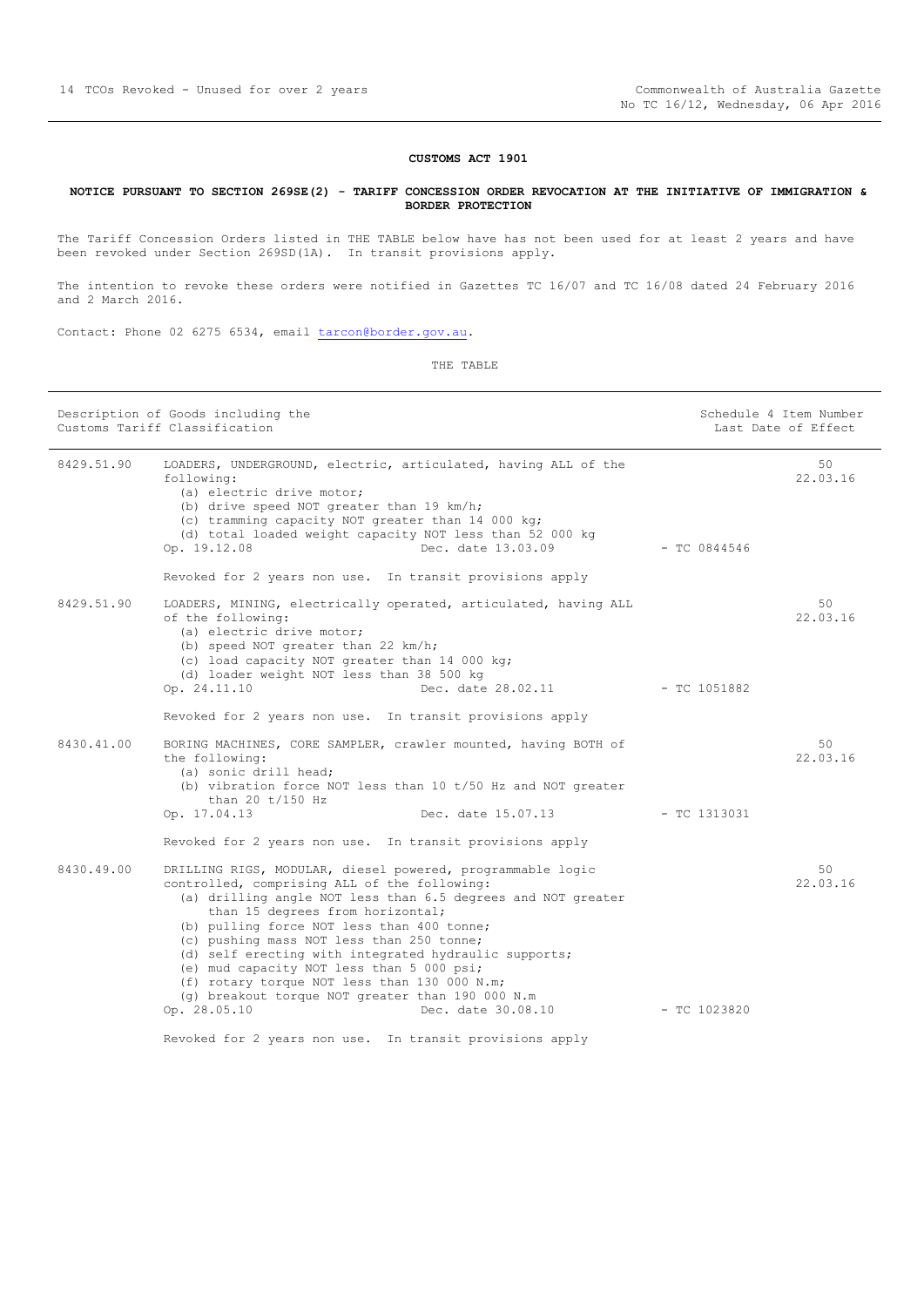**CUSTOMS ACT 1901**

**NOTICE PURSUANT TO SECTION 269SE(2) - TARIFF CONCESSION ORDER REVOCATION AT THE INITIATIVE OF IMMIGRATION & BORDER PROTECTION**

The Tariff Concession Orders listed in THE TABLE below have has not been used for at least 2 years and have been revoked under Section 269SD(1A). In transit provisions apply.

The intention to revoke these orders were notified in Gazettes TC 16/07 and TC 16/08 dated 24 February 2016 and 2 March 2016.

Contact: Phone 02 6275 6534, email tarcon@border.gov.au.

THE TABLE

| Description of Goods including the Customs Tariff Classification | | | Schedule 4 Item Number Last Date of Effect |
|---|---|---|---|
| 8429.51.90 | LOADERS, UNDERGROUND, electric, articulated, having ALL of the following:<br>(a) electric drive motor;<br>(b) drive speed NOT greater than 19 km/h;<br>(c) tramming capacity NOT greater than 14 000 kg;<br>(d) total loaded weight capacity NOT less than 52 000 kg<br>Op. 19.12.08 Dec. date 13.03.09<br><br>Revoked for 2 years non use. In transit provisions apply | - TC 0844546 | 50<br>22.03.16 |
| 8429.51.90 | LOADERS, MINING, electrically operated, articulated, having ALL of the following:<br>(a) electric drive motor;<br>(b) speed NOT greater than 22 km/h;<br>(c) load capacity NOT greater than 14 000 kg;<br>(d) loader weight NOT less than 38 500 kg<br>Op. 24.11.10 Dec. date 28.02.11<br><br>Revoked for 2 years non use. In transit provisions apply | - TC 1051882 | 50<br>22.03.16 |
| 8430.41.00 | BORING MACHINES, CORE SAMPLER, crawler mounted, having BOTH of the following:<br>(a) sonic drill head;<br>(b) vibration force NOT less than 10 t/50 Hz and NOT greater than 20 t/150 Hz<br>Op. 17.04.13 Dec. date 15.07.13<br><br>Revoked for 2 years non use. In transit provisions apply | - TC 1313031 | 50<br>22.03.16 |
| 8430.49.00 | DRILLING RIGS, MODULAR, diesel powered, programmable logic controlled, comprising ALL of the following:<br>(a) drilling angle NOT less than 6.5 degrees and NOT greater than 15 degrees from horizontal;<br>(b) pulling force NOT less than 400 tonne;<br>(c) pushing mass NOT less than 250 tonne;<br>(d) self erecting with integrated hydraulic supports;<br>(e) mud capacity NOT less than 5 000 psi;<br>(f) rotary torque NOT less than 130 000 N.m;<br>(g) breakout torque NOT greater than 190 000 N.m<br>Op. 28.05.10 Dec. date 30.08.10<br><br>Revoked for 2 years non use. In transit provisions apply | - TC 1023820 | 50<br>22.03.16 |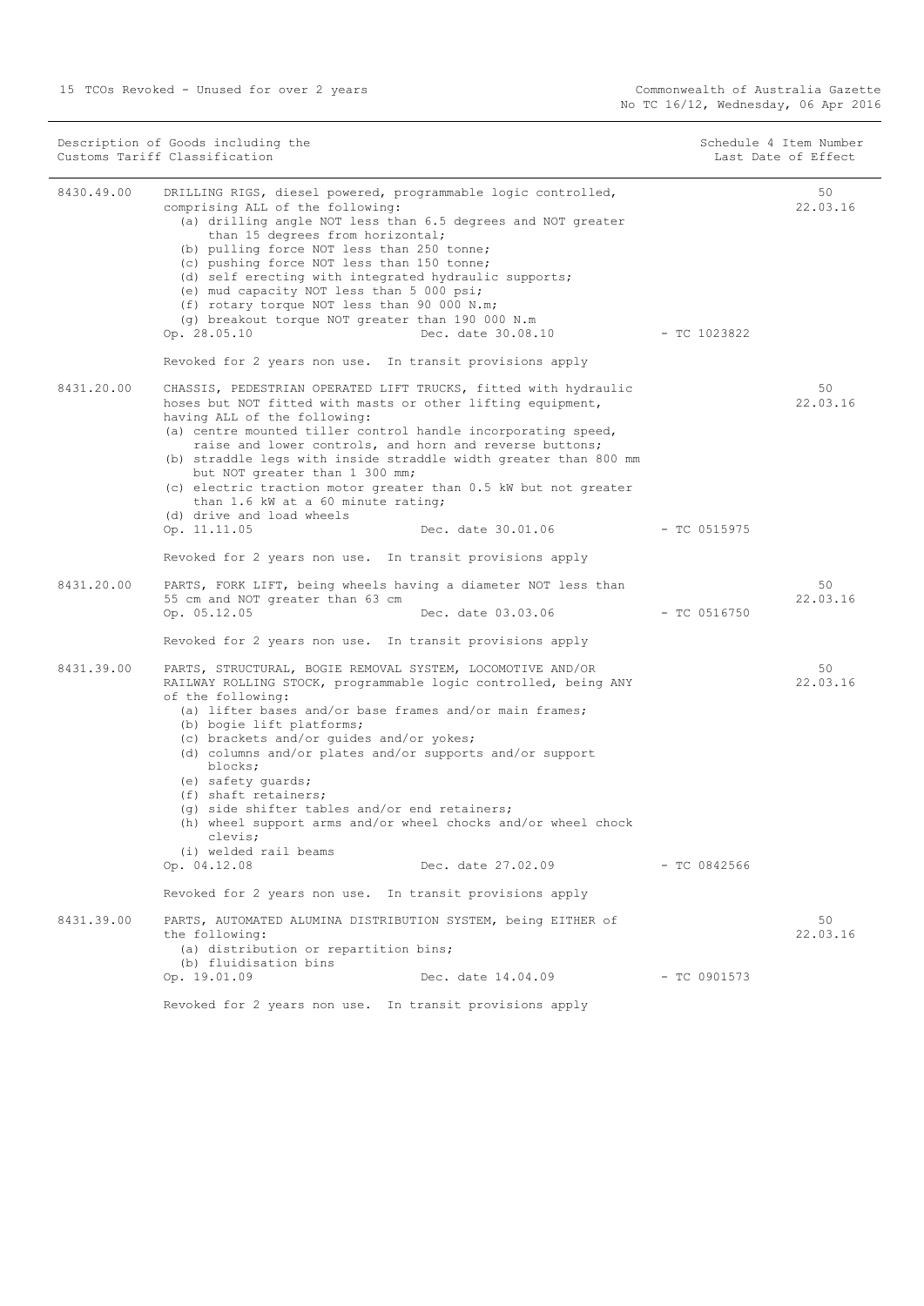| Description of Goods including the Customs Tariff Classification | | | Schedule 4 Item Number Last Date of Effect |
|---|---|---|---|
| 8430.49.00 | DRILLING RIGS, diesel powered, programmable logic controlled, comprising ALL of the following:<br>(a) drilling angle NOT less than 6.5 degrees and NOT greater than 15 degrees from horizontal;<br>(b) pulling force NOT less than 250 tonne;<br>(c) pushing force NOT less than 150 tonne;<br>(d) self erecting with integrated hydraulic supports;<br>(e) mud capacity NOT less than 5 000 psi;<br>(f) rotary torque NOT less than 90 000 N.m;<br>(g) breakout torque NOT greater than 190 000 N.m<br>Op. 28.05.10 Dec. date 30.08.10<br><br>Revoked for 2 years non use. In transit provisions apply | - TC 1023822 | 50<br>22.03.16 |
| 8431.20.00 | CHASSIS, PEDESTRIAN OPERATED LIFT TRUCKS, fitted with hydraulic hoses but NOT fitted with masts or other lifting equipment, having ALL of the following:<br>(a) centre mounted tiller control handle incorporating speed, raise and lower controls, and horn and reverse buttons;<br>(b) straddle legs with inside straddle width greater than 800 mm but NOT greater than 1 300 mm;<br>(c) electric traction motor greater than 0.5 kW but not greater than 1.6 kW at a 60 minute rating;<br>(d) drive and load wheels<br>Op. 11.11.05 Dec. date 30.01.06<br><br>Revoked for 2 years non use. In transit provisions apply | - TC 0515975 | 50<br>22.03.16 |
| 8431.20.00 | PARTS, FORK LIFT, being wheels having a diameter NOT less than 55 cm and NOT greater than 63 cm<br>Op. 05.12.05 Dec. date 03.03.06<br><br>Revoked for 2 years non use. In transit provisions apply | - TC 0516750 | 50<br>22.03.16 |
| 8431.39.00 | PARTS, STRUCTURAL, BOGIE REMOVAL SYSTEM, LOCOMOTIVE AND/OR RAILWAY ROLLING STOCK, programmable logic controlled, being ANY of the following:<br>(a) lifter bases and/or base frames and/or main frames;<br>(b) bogie lift platforms;<br>(c) brackets and/or guides and/or yokes;<br>(d) columns and/or plates and/or supports and/or support blocks;<br>(e) safety guards;<br>(f) shaft retainers;<br>(g) side shifter tables and/or end retainers;<br>(h) wheel support arms and/or wheel chocks and/or wheel chock clevis;<br>(i) welded rail beams<br>Op. 04.12.08 Dec. date 27.02.09<br><br>Revoked for 2 years non use. In transit provisions apply | - TC 0842566 | 50<br>22.03.16 |
| 8431.39.00 | PARTS, AUTOMATED ALUMINA DISTRIBUTION SYSTEM, being EITHER of the following:<br>(a) distribution or repartition bins;<br>(b) fluidisation bins<br>Op. 19.01.09 Dec. date 14.04.09<br><br>Revoked for 2 years non use. In transit provisions apply | - TC 0901573 | 50<br>22.03.16 |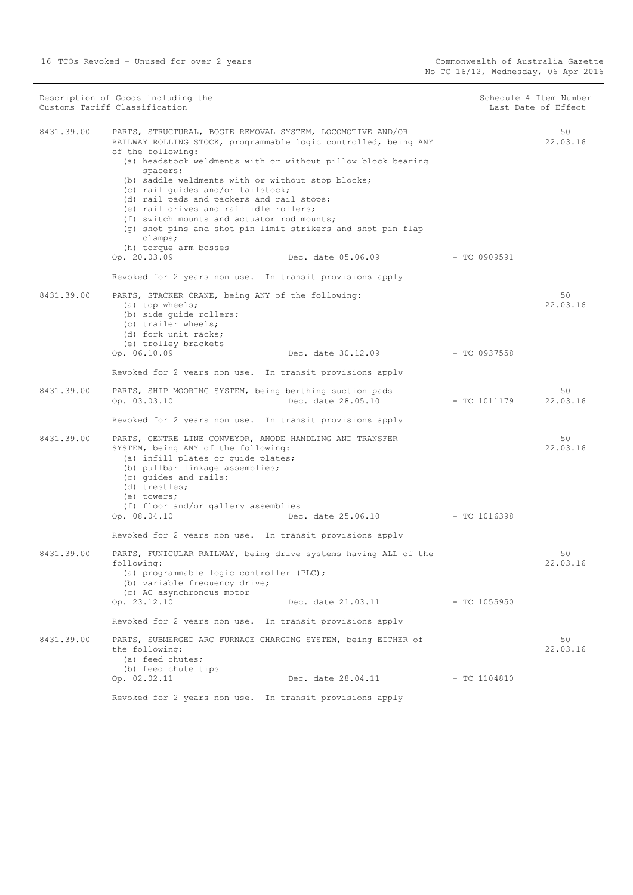| Description of Goods including the Customs Tariff Classification | | | Schedule 4 Item Number Last Date of Effect |
|---|---|---|---|
| 8431.39.00 | PARTS, STRUCTURAL, BOGIE REMOVAL SYSTEM, LOCOMOTIVE AND/OR RAILWAY ROLLING STOCK, programmable logic controlled, being ANY of the following:<br>(a) headstock weldments with or without pillow block bearing spacers;<br>(b) saddle weldments with or without stop blocks;<br>(c) rail guides and/or tailstock;<br>(d) rail pads and packers and rail stops;<br>(e) rail drives and rail idle rollers;<br>(f) switch mounts and actuator rod mounts;<br>(g) shot pins and shot pin limit strikers and shot pin flap clamps;<br>(h) torque arm bosses<br>Op. 20.03.09 Dec. date 05.06.09 - TC 0909591<br><br>Revoked for 2 years non use. In transit provisions apply | | 50<br>22.03.16 |
| 8431.39.00 | PARTS, STACKER CRANE, being ANY of the following:<br>(a) top wheels;<br>(b) side guide rollers;<br>(c) trailer wheels;<br>(d) fork unit racks;<br>(e) trolley brackets<br>Op. 06.10.09 Dec. date 30.12.09 - TC 0937558<br><br>Revoked for 2 years non use. In transit provisions apply | | 50<br>22.03.16 |
| 8431.39.00 | PARTS, SHIP MOORING SYSTEM, being berthing suction pads<br>Op. 03.03.10 Dec. date 28.05.10 - TC 1011179<br><br>Revoked for 2 years non use. In transit provisions apply | | 50<br>22.03.16 |
| 8431.39.00 | PARTS, CENTRE LINE CONVEYOR, ANODE HANDLING AND TRANSFER SYSTEM, being ANY of the following:<br>(a) infill plates or guide plates;<br>(b) pullbar linkage assemblies;<br>(c) guides and rails;<br>(d) trestles;<br>(e) towers;<br>(f) floor and/or gallery assemblies<br>Op. 08.04.10 Dec. date 25.06.10 - TC 1016398<br><br>Revoked for 2 years non use. In transit provisions apply | | 50<br>22.03.16 |
| 8431.39.00 | PARTS, FUNICULAR RAILWAY, being drive systems having ALL of the following:<br>(a) programmable logic controller (PLC);<br>(b) variable frequency drive;<br>(c) AC asynchronous motor<br>Op. 23.12.10 Dec. date 21.03.11 - TC 1055950<br><br>Revoked for 2 years non use. In transit provisions apply | | 50<br>22.03.16 |
| 8431.39.00 | PARTS, SUBMERGED ARC FURNACE CHARGING SYSTEM, being EITHER of the following:<br>(a) feed chutes;<br>(b) feed chute tips<br>Op. 02.02.11 Dec. date 28.04.11 - TC 1104810<br><br>Revoked for 2 years non use. In transit provisions apply | | 50<br>22.03.16 |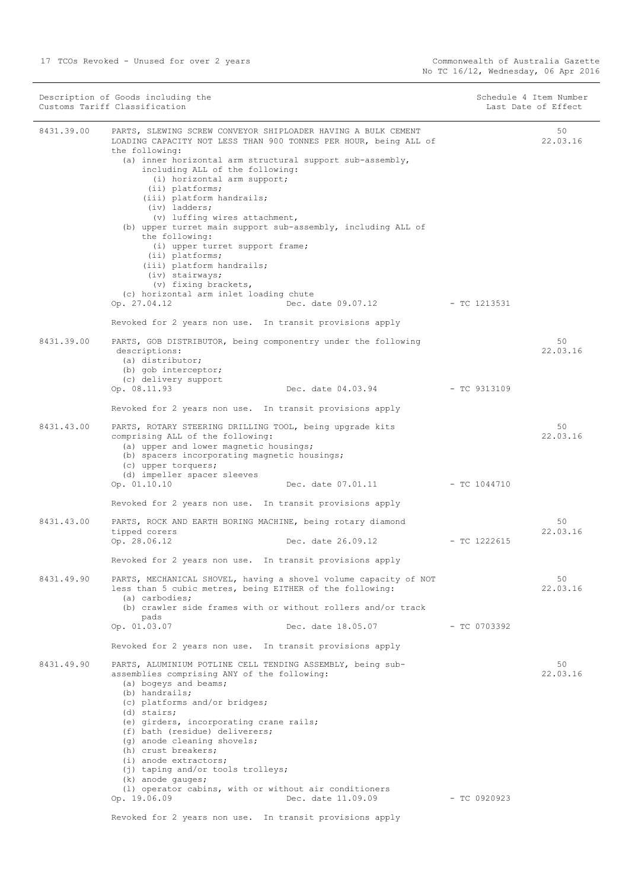| Description of Goods including the Customs Tariff Classification | | | Schedule 4 Item Number Last Date of Effect |
|---|---|---|---|
| 8431.39.00 | PARTS, SLEWING SCREW CONVEYOR SHIPLOADER HAVING A BULK CEMENT LOADING CAPACITY NOT LESS THAN 900 TONNES PER HOUR, being ALL of the following:<br>(a) inner horizontal arm structural support sub-assembly, including ALL of the following:<br>(i) horizontal arm support;<br>(ii) platforms;<br>(iii) platform handrails;<br>(iv) ladders;<br>(v) luffing wires attachment,<br>(b) upper turret main support sub-assembly, including ALL of the following:<br>(i) upper turret support frame;<br>(ii) platforms;<br>(iii) platform handrails;<br>(iv) stairways;<br>(v) fixing brackets,<br>(c) horizontal arm inlet loading chute<br>Op. 27.04.12 Dec. date 09.07.12 - TC 1213531<br><br>Revoked for 2 years non use. In transit provisions apply | | 50<br>22.03.16 |
| 8431.39.00 | PARTS, GOB DISTRIBUTOR, being componentry under the following descriptions:<br>(a) distributor;<br>(b) gob interceptor;<br>(c) delivery support<br>Op. 08.11.93 Dec. date 04.03.94 - TC 9313109<br><br>Revoked for 2 years non use. In transit provisions apply | | 50<br>22.03.16 |
| 8431.43.00 | PARTS, ROTARY STEERING DRILLING TOOL, being upgrade kits comprising ALL of the following:<br>(a) upper and lower magnetic housings;<br>(b) spacers incorporating magnetic housings;<br>(c) upper torquers;<br>(d) impeller spacer sleeves<br>Op. 01.10.10 Dec. date 07.01.11 - TC 1044710<br><br>Revoked for 2 years non use. In transit provisions apply | | 50<br>22.03.16 |
| 8431.43.00 | PARTS, ROCK AND EARTH BORING MACHINE, being rotary diamond tipped corers<br>Op. 28.06.12 Dec. date 26.09.12 - TC 1222615<br><br>Revoked for 2 years non use. In transit provisions apply | | 50<br>22.03.16 |
| 8431.49.90 | PARTS, MECHANICAL SHOVEL, having a shovel volume capacity of NOT less than 5 cubic metres, being EITHER of the following:<br>(a) carbodies;<br>(b) crawler side frames with or without rollers and/or track pads<br>Op. 01.03.07 Dec. date 18.05.07 - TC 0703392<br><br>Revoked for 2 years non use. In transit provisions apply | | 50<br>22.03.16 |
| 8431.49.90 | PARTS, ALUMINIUM POTLINE CELL TENDING ASSEMBLY, being sub-assemblies comprising ANY of the following:<br>(a) bogeys and beams;<br>(b) handrails;<br>(c) platforms and/or bridges;<br>(d) stairs;<br>(e) girders, incorporating crane rails;<br>(f) bath (residue) deliverers;<br>(g) anode cleaning shovels;<br>(h) crust breakers;<br>(i) anode extractors;<br>(j) taping and/or tools trolleys;<br>(k) anode gauges;<br>(l) operator cabins, with or without air conditioners<br>Op. 19.06.09 Dec. date 11.09.09 - TC 0920923<br><br>Revoked for 2 years non use. In transit provisions apply | | 50<br>22.03.16 |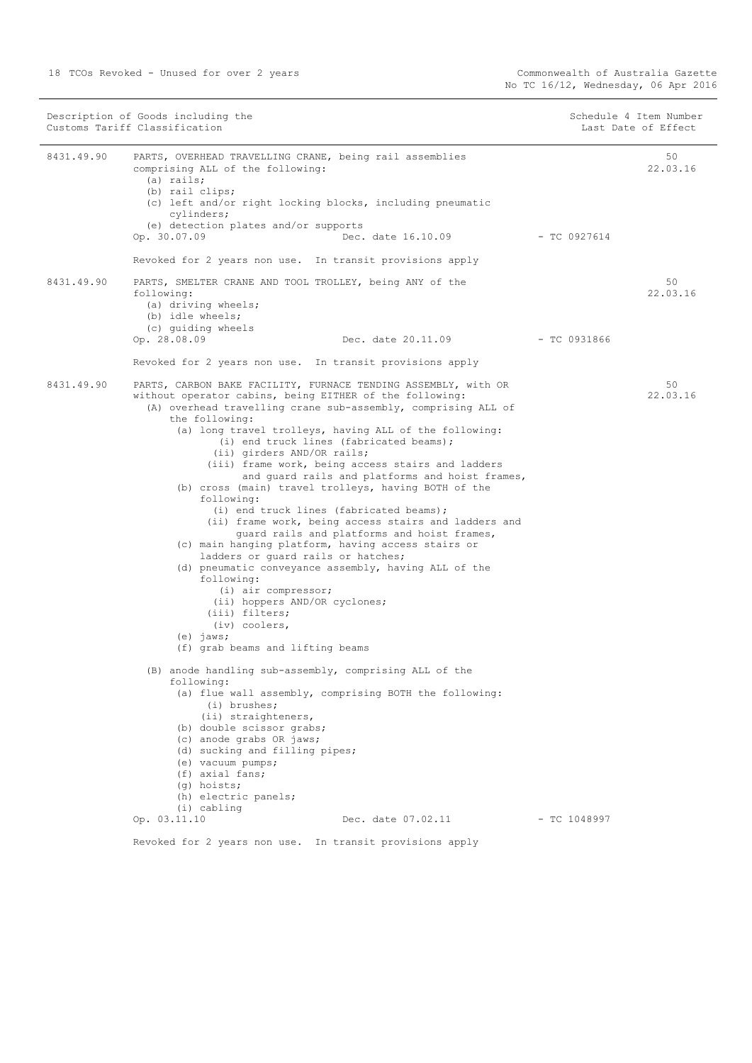| Description of Goods including the Customs Tariff Classification | | Schedule 4 Item Number Last Date of Effect |
|---|---|---|
| 8431.49.90 | PARTS, OVERHEAD TRAVELLING CRANE, being rail assemblies comprising ALL of the following:<br>(a) rails;<br>(b) rail clips;<br>(c) left and/or right locking blocks, including pneumatic cylinders;<br>(e) detection plates and/or supports<br>Op. 30.07.09 Dec. date 16.10.09 - TC 0927614<br><br>Revoked for 2 years non use. In transit provisions apply | 50<br>22.03.16 |
| 8431.49.90 | PARTS, SMELTER CRANE AND TOOL TROLLEY, being ANY of the following:<br>(a) driving wheels;<br>(b) idle wheels;<br>(c) guiding wheels<br>Op. 28.08.09 Dec. date 20.11.09 - TC 0931866<br><br>Revoked for 2 years non use. In transit provisions apply | 50<br>22.03.16 |
| 8431.49.90 | PARTS, CARBON BAKE FACILITY, FURNACE TENDING ASSEMBLY, with OR without operator cabins, being EITHER of the following:<br>(A) overhead travelling crane sub-assembly, comprising ALL of the following:<br>(a) long travel trolleys, having ALL of the following:<br>(i) end truck lines (fabricated beams);<br>(ii) girders AND/OR rails;<br>(iii) frame work, being access stairs and ladders and guard rails and platforms and hoist frames,<br>(b) cross (main) travel trolleys, having BOTH of the following:<br>(i) end truck lines (fabricated beams);<br>(ii) frame work, being access stairs and ladders and guard rails and platforms and hoist frames,<br>(c) main hanging platform, having access stairs or ladders or guard rails or hatches;<br>(d) pneumatic conveyance assembly, having ALL of the following:<br>(i) air compressor;<br>(ii) hoppers AND/OR cyclones;<br>(iii) filters;<br>(iv) coolers,<br>(e) jaws;<br>(f) grab beams and lifting beams<br><br>(B) anode handling sub-assembly, comprising ALL of the following:<br>(a) flue wall assembly, comprising BOTH the following:<br>(i) brushes;<br>(ii) straighteners,<br>(b) double scissor grabs;<br>(c) anode grabs OR jaws;<br>(d) sucking and filling pipes;<br>(e) vacuum pumps;<br>(f) axial fans;<br>(g) hoists;<br>(h) electric panels;<br>(i) cabling<br>Op. 03.11.10 Dec. date 07.02.11 - TC 1048997<br><br>Revoked for 2 years non use. In transit provisions apply | 50<br>22.03.16 |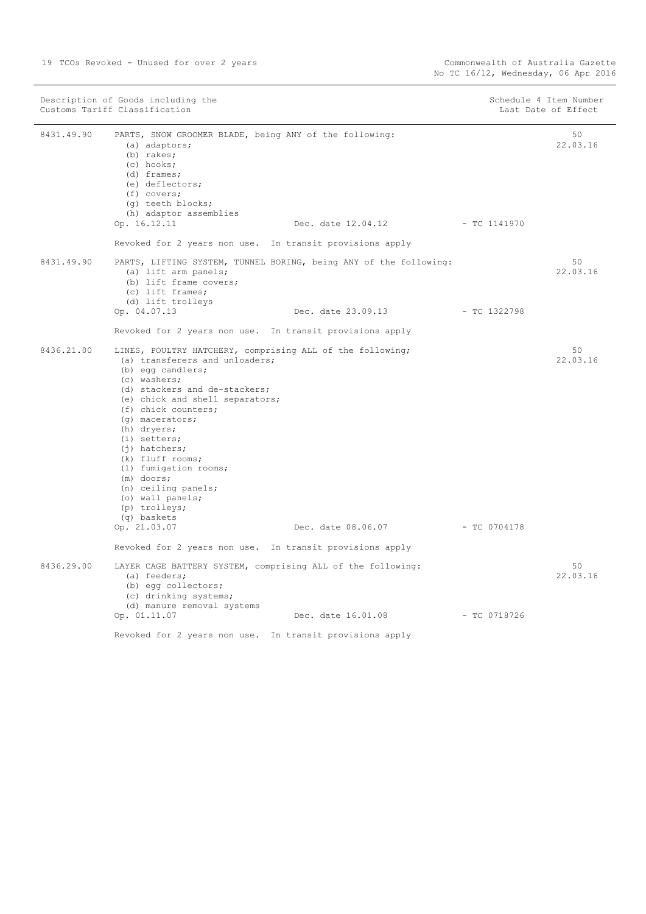| Description of Goods including the Customs Tariff Classification | | | Schedule 4 Item Number Last Date of Effect |
|---|---|---|---|
| 8431.49.90 | PARTS, SNOW GROOMER BLADE, being ANY of the following:<br>(a) adaptors;<br>(b) rakes;<br>(c) hooks;<br>(d) frames;<br>(e) deflectors;<br>(f) covers;<br>(g) teeth blocks;<br>(h) adaptor assemblies<br>Op. 16.12.11 Dec. date 12.04.12 - TC 1141970<br><br>Revoked for 2 years non use. In transit provisions apply | | 50<br>22.03.16 |
| 8431.49.90 | PARTS, LIFTING SYSTEM, TUNNEL BORING, being ANY of the following:<br>(a) lift arm panels;<br>(b) lift frame covers;<br>(c) lift frames;<br>(d) lift trolleys<br>Op. 04.07.13 Dec. date 23.09.13 - TC 1322798<br><br>Revoked for 2 years non use. In transit provisions apply | | 50<br>22.03.16 |
| 8436.21.00 | LINES, POULTRY HATCHERY, comprising ALL of the following;<br>(a) transferers and unloaders;<br>(b) egg candlers;<br>(c) washers;<br>(d) stackers and de-stackers;<br>(e) chick and shell separators;<br>(f) chick counters;<br>(g) macerators;<br>(h) dryers;<br>(i) setters;<br>(j) hatchers;<br>(k) fluff rooms;<br>(l) fumigation rooms;<br>(m) doors;<br>(n) ceiling panels;<br>(o) wall panels;<br>(p) trolleys;<br>(q) baskets<br>Op. 21.03.07 Dec. date 08.06.07 - TC 0704178<br><br>Revoked for 2 years non use. In transit provisions apply | | 50<br>22.03.16 |
| 8436.29.00 | LAYER CAGE BATTERY SYSTEM, comprising ALL of the following:<br>(a) feeders;<br>(b) egg collectors;<br>(c) drinking systems;<br>(d) manure removal systems<br>Op. 01.11.07 Dec. date 16.01.08 - TC 0718726<br><br>Revoked for 2 years non use. In transit provisions apply | | 50<br>22.03.16 |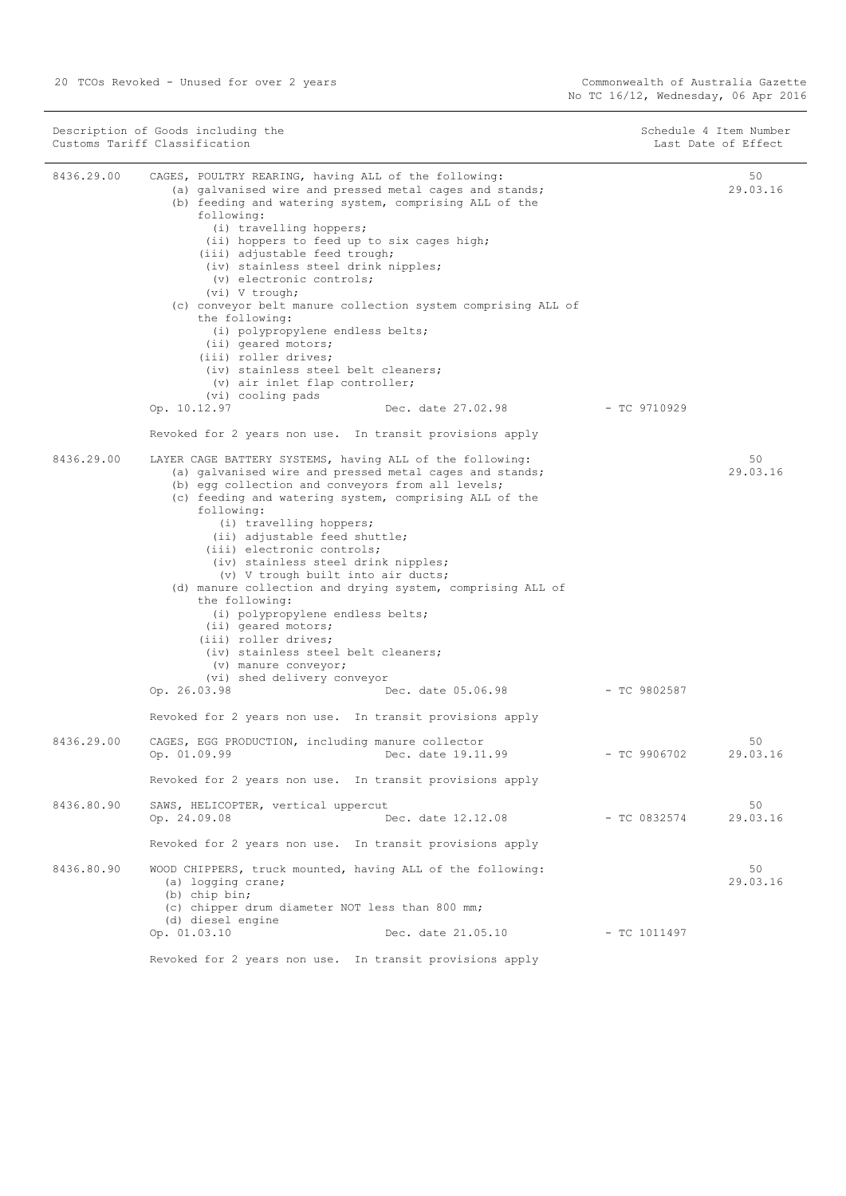| Description of Goods including the Customs Tariff Classification | | | Schedule 4 Item Number Last Date of Effect |
|---|---|---|---|
| 8436.29.00 | CAGES, POULTRY REARING, having ALL of the following:<br>(a) galvanised wire and pressed metal cages and stands;<br>(b) feeding and watering system, comprising ALL of the following:<br>(i) travelling hoppers;<br>(ii) hoppers to feed up to six cages high;<br>(iii) adjustable feed trough;<br>(iv) stainless steel drink nipples;<br>(v) electronic controls;<br>(vi) V trough;<br>(c) conveyor belt manure collection system comprising ALL of the following:<br>(i) polypropylene endless belts;<br>(ii) geared motors;<br>(iii) roller drives;<br>(iv) stainless steel belt cleaners;<br>(v) air inlet flap controller;<br>(vi) cooling pads<br>Op. 10.12.97 Dec. date 27.02.98 - TC 9710929<br><br>Revoked for 2 years non use. In transit provisions apply | | 50<br>29.03.16 |
| 8436.29.00 | LAYER CAGE BATTERY SYSTEMS, having ALL of the following:<br>(a) galvanised wire and pressed metal cages and stands;<br>(b) egg collection and conveyors from all levels;<br>(c) feeding and watering system, comprising ALL of the following:<br>(i) travelling hoppers;<br>(ii) adjustable feed shuttle;<br>(iii) electronic controls;<br>(iv) stainless steel drink nipples;<br>(v) V trough built into air ducts;<br>(d) manure collection and drying system, comprising ALL of the following:<br>(i) polypropylene endless belts;<br>(ii) geared motors;<br>(iii) roller drives;<br>(iv) stainless steel belt cleaners;<br>(v) manure conveyor;<br>(vi) shed delivery conveyor<br>Op. 26.03.98 Dec. date 05.06.98 - TC 9802587<br><br>Revoked for 2 years non use. In transit provisions apply | | 50<br>29.03.16 |
| 8436.29.00 | CAGES, EGG PRODUCTION, including manure collector<br>Op. 01.09.99 Dec. date 19.11.99 - TC 9906702<br><br>Revoked for 2 years non use. In transit provisions apply | | 50<br>29.03.16 |
| 8436.80.90 | SAWS, HELICOPTER, vertical uppercut<br>Op. 24.09.08 Dec. date 12.12.08 - TC 0832574<br><br>Revoked for 2 years non use. In transit provisions apply | | 50<br>29.03.16 |
| 8436.80.90 | WOOD CHIPPERS, truck mounted, having ALL of the following:<br>(a) logging crane;<br>(b) chip bin;<br>(c) chipper drum diameter NOT less than 800 mm;<br>(d) diesel engine<br>Op. 01.03.10 Dec. date 21.05.10 - TC 1011497<br><br>Revoked for 2 years non use. In transit provisions apply | | 50<br>29.03.16 |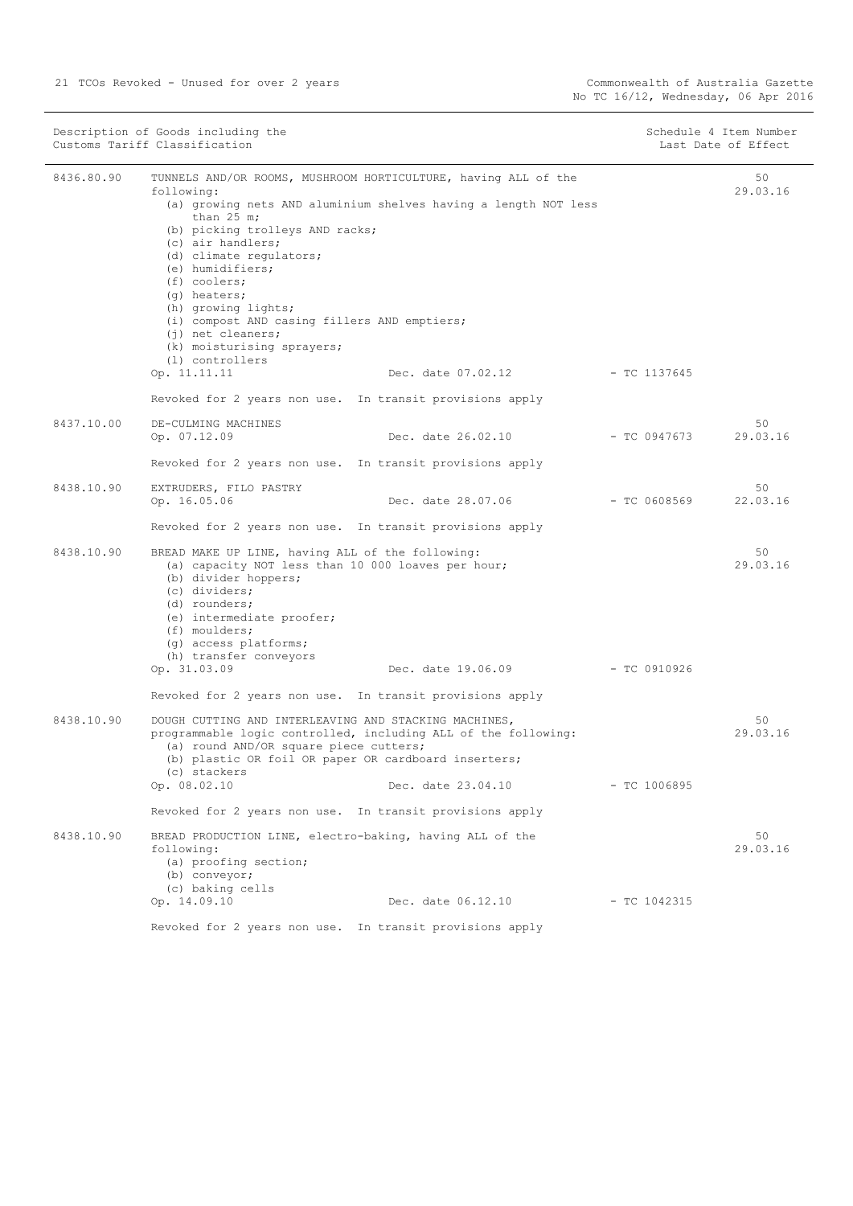| Description of Goods including the Customs Tariff Classification | | | Schedule 4 Item Number Last Date of Effect |
|---|---|---|---|
| 8436.80.90 | TUNNELS AND/OR ROOMS, MUSHROOM HORTICULTURE, having ALL of the following:<br>(a) growing nets AND aluminium shelves having a length NOT less than 25 m;<br>(b) picking trolleys AND racks;<br>(c) air handlers;<br>(d) climate regulators;<br>(e) humidifiers;<br>(f) coolers;<br>(g) heaters;<br>(h) growing lights;<br>(i) compost AND casing fillers AND emptiers;<br>(j) net cleaners;<br>(k) moisturising sprayers;<br>(l) controllers<br>Op. 11.11.11 Dec. date 07.02.12 - TC 1137645<br><br>Revoked for 2 years non use. In transit provisions apply | | 50<br>29.03.16 |
| 8437.10.00 | DE-CULMING MACHINES<br>Op. 07.12.09 Dec. date 26.02.10 - TC 0947673<br><br>Revoked for 2 years non use. In transit provisions apply | | 50<br>29.03.16 |
| 8438.10.90 | EXTRUDERS, FILO PASTRY<br>Op. 16.05.06 Dec. date 28.07.06 - TC 0608569<br><br>Revoked for 2 years non use. In transit provisions apply | | 50<br>22.03.16 |
| 8438.10.90 | BREAD MAKE UP LINE, having ALL of the following:<br>(a) capacity NOT less than 10 000 loaves per hour;<br>(b) divider hoppers;<br>(c) dividers;<br>(d) rounders;<br>(e) intermediate proofer;<br>(f) moulders;<br>(g) access platforms;<br>(h) transfer conveyors<br>Op. 31.03.09 Dec. date 19.06.09 - TC 0910926<br><br>Revoked for 2 years non use. In transit provisions apply | | 50<br>29.03.16 |
| 8438.10.90 | DOUGH CUTTING AND INTERLEAVING AND STACKING MACHINES, programmable logic controlled, including ALL of the following:<br>(a) round AND/OR square piece cutters;<br>(b) plastic OR foil OR paper OR cardboard inserters;<br>(c) stackers<br>Op. 08.02.10 Dec. date 23.04.10 - TC 1006895<br><br>Revoked for 2 years non use. In transit provisions apply | | 50<br>29.03.16 |
| 8438.10.90 | BREAD PRODUCTION LINE, electro-baking, having ALL of the following:<br>(a) proofing section;<br>(b) conveyor;<br>(c) baking cells<br>Op. 14.09.10 Dec. date 06.12.10 - TC 1042315<br><br>Revoked for 2 years non use. In transit provisions apply | | 50<br>29.03.16 |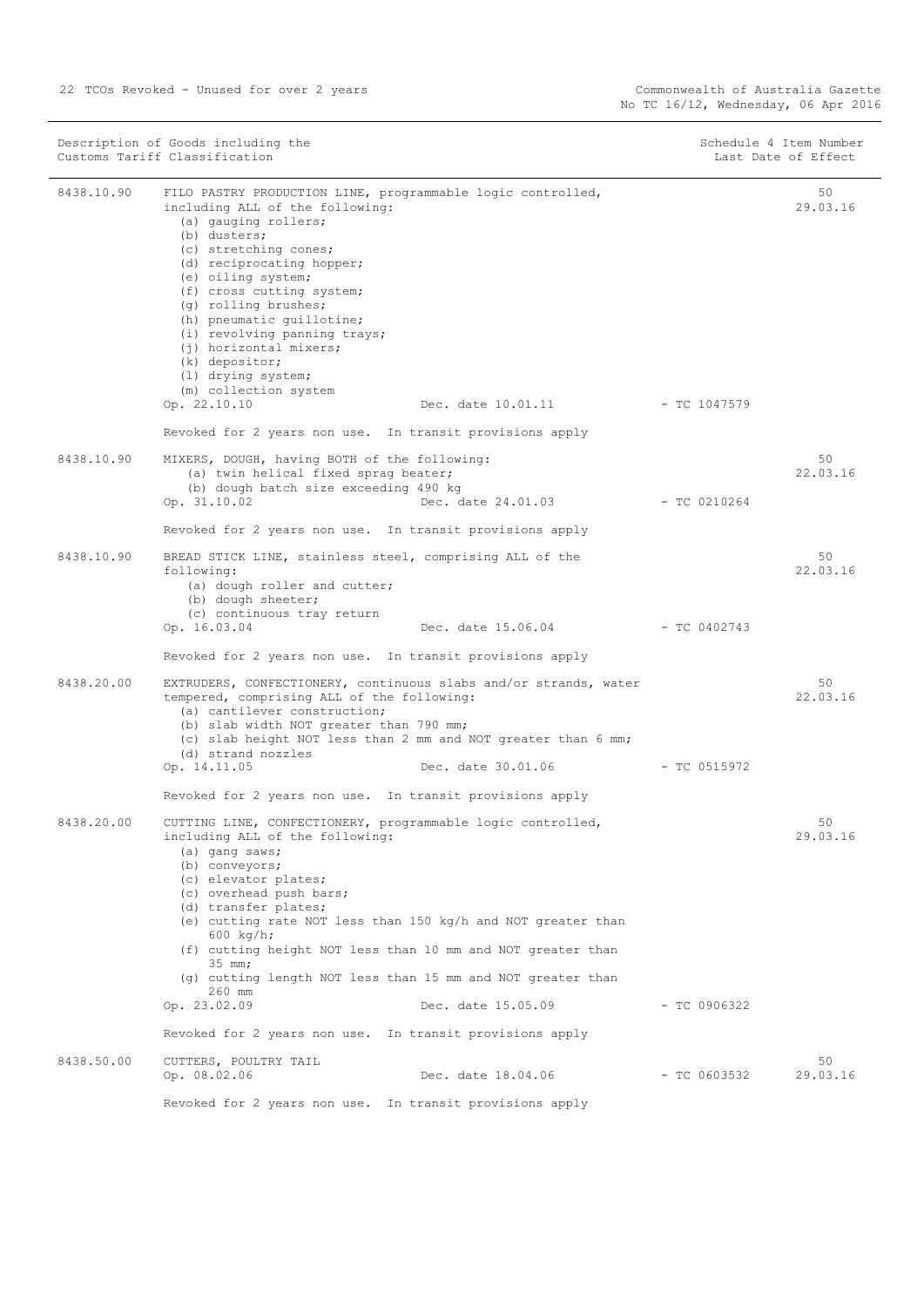| Description of Goods including the Customs Tariff Classification | | | | Schedule 4 Item Number Last Date of Effect |
|---|---|---|---|---|
| 8438.10.90 | FILO PASTRY PRODUCTION LINE, programmable logic controlled, including ALL of the following:<br>(a) gauging rollers;<br>(b) dusters;<br>(c) stretching cones;<br>(d) reciprocating hopper;<br>(e) oiling system;<br>(f) cross cutting system;<br>(g) rolling brushes;<br>(h) pneumatic guillotine;<br>(i) revolving panning trays;<br>(j) horizontal mixers;<br>(k) depositor;<br>(l) drying system;<br>(m) collection system<br>Op. 22.10.10 | Dec. date 10.01.11 | - TC 1047579 | 50<br>29.03.16 |
| | Revoked for 2 years non use. In transit provisions apply | | | |
| 8438.10.90 | MIXERS, DOUGH, having BOTH of the following:<br>(a) twin helical fixed sprag beater;<br>(b) dough batch size exceeding 490 kg<br>Op. 31.10.02 | Dec. date 24.01.03 | - TC 0210264 | 50<br>22.03.16 |
| | Revoked for 2 years non use. In transit provisions apply | | | |
| 8438.10.90 | BREAD STICK LINE, stainless steel, comprising ALL of the following:<br>(a) dough roller and cutter;<br>(b) dough sheeter;<br>(c) continuous tray return<br>Op. 16.03.04 | Dec. date 15.06.04 | - TC 0402743 | 50<br>22.03.16 |
| | Revoked for 2 years non use. In transit provisions apply | | | |
| 8438.20.00 | EXTRUDERS, CONFECTIONERY, continuous slabs and/or strands, water tempered, comprising ALL of the following:<br>(a) cantilever construction;<br>(b) slab width NOT greater than 790 mm;<br>(c) slab height NOT less than 2 mm and NOT greater than 6 mm;<br>(d) strand nozzles<br>Op. 14.11.05 | Dec. date 30.01.06 | - TC 0515972 | 50<br>22.03.16 |
| | Revoked for 2 years non use. In transit provisions apply | | | |
| 8438.20.00 | CUTTING LINE, CONFECTIONERY, programmable logic controlled, including ALL of the following:<br>(a) gang saws;<br>(b) conveyors;<br>(c) elevator plates;<br>(c) overhead push bars;<br>(d) transfer plates;<br>(e) cutting rate NOT less than 150 kg/h and NOT greater than 600 kg/h;<br>(f) cutting height NOT less than 10 mm and NOT greater than 35 mm;<br>(g) cutting length NOT less than 15 mm and NOT greater than 260 mm<br>Op. 23.02.09 | Dec. date 15.05.09 | - TC 0906322 | 50<br>29.03.16 |
| | Revoked for 2 years non use. In transit provisions apply | | | |
| 8438.50.00 | CUTTERS, POULTRY TAIL<br>Op. 08.02.06 | Dec. date 18.04.06 | - TC 0603532 | 50<br>29.03.16 |
| | Revoked for 2 years non use. In transit provisions apply | | | |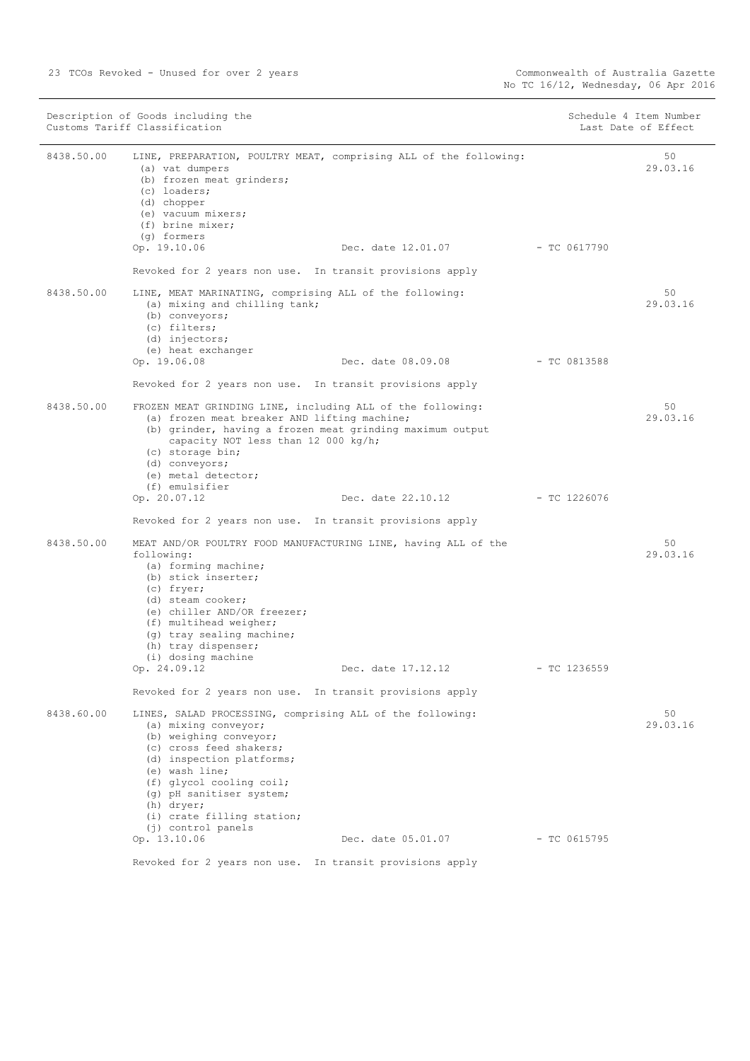| Description of Goods including the Customs Tariff Classification | | | | Schedule 4 Item Number Last Date of Effect |
|---|---|---|---|---|
| 8438.50.00 | LINE, PREPARATION, POULTRY MEAT, comprising ALL of the following:<br>(a) vat dumpers<br>(b) frozen meat grinders;<br>(c) loaders;<br>(d) chopper<br>(e) vacuum mixers;<br>(f) brine mixer;<br>(g) formers<br>Op. 19.10.06 | Dec. date 12.01.07 | - TC 0617790 | 50<br>29.03.16 |
| | Revoked for 2 years non use. In transit provisions apply | | | |
| 8438.50.00 | LINE, MEAT MARINATING, comprising ALL of the following:<br>(a) mixing and chilling tank;<br>(b) conveyors;<br>(c) filters;<br>(d) injectors;<br>(e) heat exchanger<br>Op. 19.06.08 | Dec. date 08.09.08 | - TC 0813588 | 50<br>29.03.16 |
| | Revoked for 2 years non use. In transit provisions apply | | | |
| 8438.50.00 | FROZEN MEAT GRINDING LINE, including ALL of the following:<br>(a) frozen meat breaker AND lifting machine;<br>(b) grinder, having a frozen meat grinding maximum output capacity NOT less than 12 000 kg/h;<br>(c) storage bin;<br>(d) conveyors;<br>(e) metal detector;<br>(f) emulsifier<br>Op. 20.07.12 | Dec. date 22.10.12 | - TC 1226076 | 50<br>29.03.16 |
| | Revoked for 2 years non use. In transit provisions apply | | | |
| 8438.50.00 | MEAT AND/OR POULTRY FOOD MANUFACTURING LINE, having ALL of the following:<br>(a) forming machine;<br>(b) stick inserter;<br>(c) fryer;<br>(d) steam cooker;<br>(e) chiller AND/OR freezer;<br>(f) multihead weigher;<br>(g) tray sealing machine;<br>(h) tray dispenser;<br>(i) dosing machine<br>Op. 24.09.12 | Dec. date 17.12.12 | - TC 1236559 | 50<br>29.03.16 |
| | Revoked for 2 years non use. In transit provisions apply | | | |
| 8438.60.00 | LINES, SALAD PROCESSING, comprising ALL of the following:<br>(a) mixing conveyor;<br>(b) weighing conveyor;<br>(c) cross feed shakers;<br>(d) inspection platforms;<br>(e) wash line;<br>(f) glycol cooling coil;<br>(g) pH sanitiser system;<br>(h) dryer;<br>(i) crate filling station;<br>(j) control panels<br>Op. 13.10.06 | Dec. date 05.01.07 | - TC 0615795 | 50<br>29.03.16 |
| | Revoked for 2 years non use. In transit provisions apply | | | |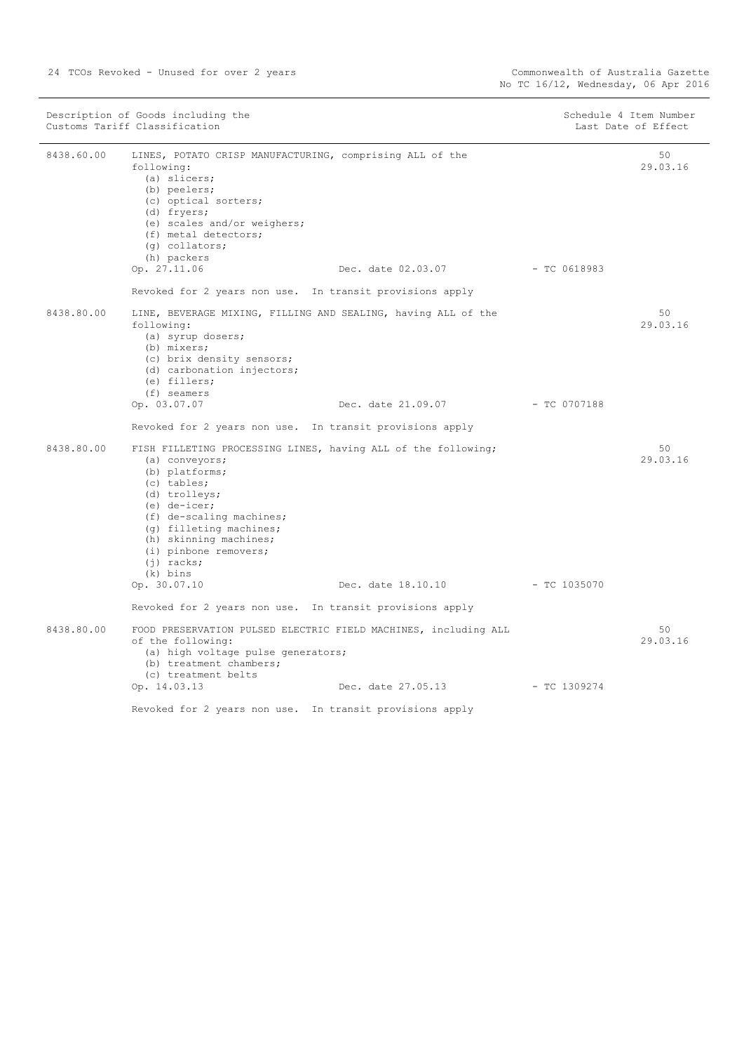| Description of Goods including the Customs Tariff Classification | | | Schedule 4 Item Number Last Date of Effect |
|---|---|---|---|
| 8438.60.00 | LINES, POTATO CRISP MANUFACTURING, comprising ALL of the following:<br>(a) slicers;<br>(b) peelers;<br>(c) optical sorters;<br>(d) fryers;<br>(e) scales and/or weighers;<br>(f) metal detectors;<br>(g) collators;<br>(h) packers<br>Op. 27.11.06 Dec. date 02.03.07 - TC 0618983<br><br>Revoked for 2 years non use. In transit provisions apply | | 50<br>29.03.16 |
| 8438.80.00 | LINE, BEVERAGE MIXING, FILLING AND SEALING, having ALL of the following:<br>(a) syrup dosers;<br>(b) mixers;<br>(c) brix density sensors;<br>(d) carbonation injectors;<br>(e) fillers;<br>(f) seamers<br>Op. 03.07.07 Dec. date 21.09.07 - TC 0707188<br><br>Revoked for 2 years non use. In transit provisions apply | | 50<br>29.03.16 |
| 8438.80.00 | FISH FILLETING PROCESSING LINES, having ALL of the following;<br>(a) conveyors;<br>(b) platforms;<br>(c) tables;<br>(d) trolleys;<br>(e) de-icer;<br>(f) de-scaling machines;<br>(g) filleting machines;<br>(h) skinning machines;<br>(i) pinbone removers;<br>(j) racks;<br>(k) bins<br>Op. 30.07.10 Dec. date 18.10.10 - TC 1035070<br><br>Revoked for 2 years non use. In transit provisions apply | | 50<br>29.03.16 |
| 8438.80.00 | FOOD PRESERVATION PULSED ELECTRIC FIELD MACHINES, including ALL of the following:<br>(a) high voltage pulse generators;<br>(b) treatment chambers;<br>(c) treatment belts<br>Op. 14.03.13 Dec. date 27.05.13 - TC 1309274<br><br>Revoked for 2 years non use. In transit provisions apply | | 50<br>29.03.16 |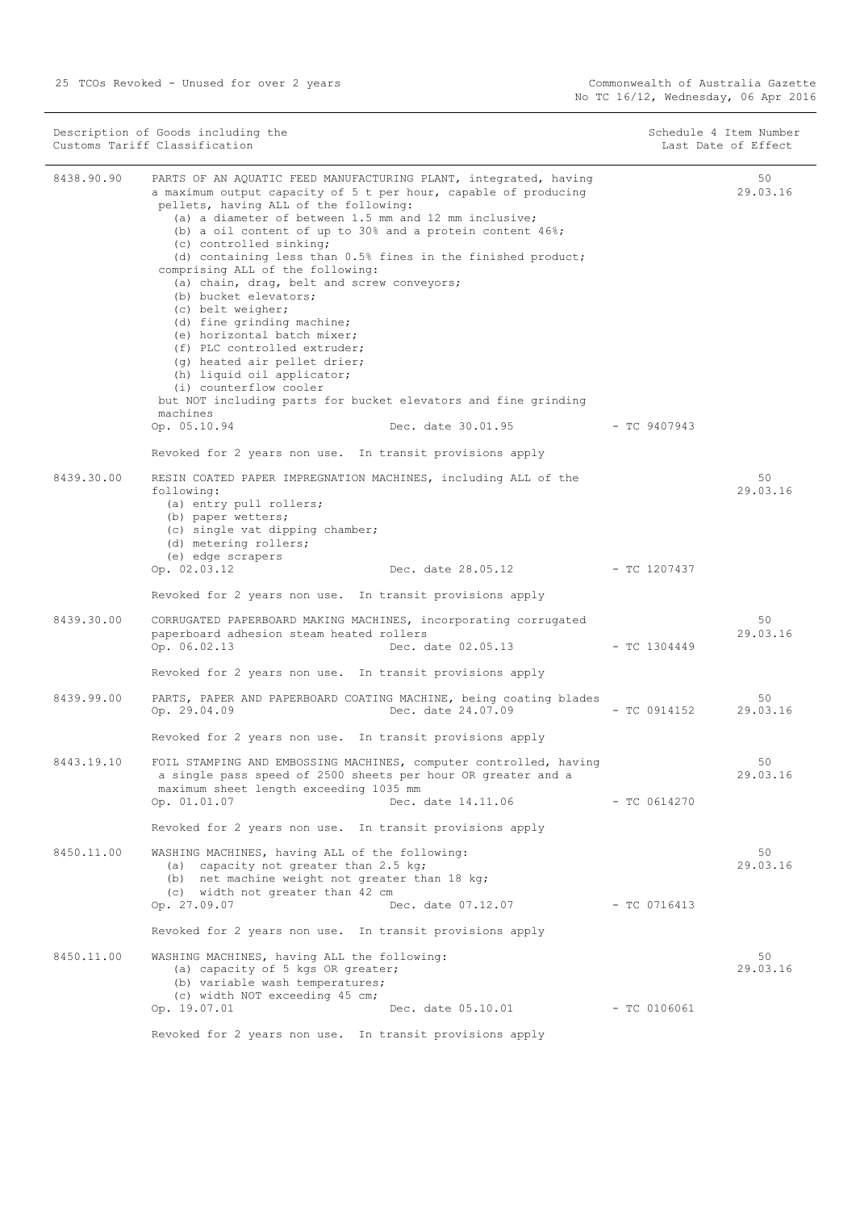| Description of Goods including the Customs Tariff Classification | | | Schedule 4 Item Number Last Date of Effect |
|---|---|---|---|
| 8438.90.90 | PARTS OF AN AQUATIC FEED MANUFACTURING PLANT, integrated, having a maximum output capacity of 5 t per hour, capable of producing pellets, having ALL of the following:<br>(a) a diameter of between 1.5 mm and 12 mm inclusive;<br>(b) a oil content of up to 30% and a protein content 46%;<br>(c) controlled sinking;<br>(d) containing less than 0.5% fines in the finished product;<br>comprising ALL of the following:<br>(a) chain, drag, belt and screw conveyors;<br>(b) bucket elevators;<br>(c) belt weigher;<br>(d) fine grinding machine;<br>(e) horizontal batch mixer;<br>(f) PLC controlled extruder;<br>(g) heated air pellet drier;<br>(h) liquid oil applicator;<br>(i) counterflow cooler<br>but NOT including parts for bucket elevators and fine grinding machines<br>Op. 05.10.94 Dec. date 30.01.95 - TC 9407943<br><br>Revoked for 2 years non use. In transit provisions apply | | 50<br>29.03.16 |
| 8439.30.00 | RESIN COATED PAPER IMPREGNATION MACHINES, including ALL of the following:<br>(a) entry pull rollers;<br>(b) paper wetters;<br>(c) single vat dipping chamber;<br>(d) metering rollers;<br>(e) edge scrapers<br>Op. 02.03.12 Dec. date 28.05.12 - TC 1207437<br><br>Revoked for 2 years non use. In transit provisions apply | | 50<br>29.03.16 |
| 8439.30.00 | CORRUGATED PAPERBOARD MAKING MACHINES, incorporating corrugated paperboard adhesion steam heated rollers<br>Op. 06.02.13 Dec. date 02.05.13 - TC 1304449<br><br>Revoked for 2 years non use. In transit provisions apply | | 50<br>29.03.16 |
| 8439.99.00 | PARTS, PAPER AND PAPERBOARD COATING MACHINE, being coating blades<br>Op. 29.04.09 Dec. date 24.07.09 - TC 0914152<br><br>Revoked for 2 years non use. In transit provisions apply | | 50<br>29.03.16 |
| 8443.19.10 | FOIL STAMPING AND EMBOSSING MACHINES, computer controlled, having a single pass speed of 2500 sheets per hour OR greater and a maximum sheet length exceeding 1035 mm<br>Op. 01.01.07 Dec. date 14.11.06 - TC 0614270<br><br>Revoked for 2 years non use. In transit provisions apply | | 50<br>29.03.16 |
| 8450.11.00 | WASHING MACHINES, having ALL of the following:<br>(a) capacity not greater than 2.5 kg;<br>(b) net machine weight not greater than 18 kg;<br>(c) width not greater than 42 cm<br>Op. 27.09.07 Dec. date 07.12.07 - TC 0716413<br><br>Revoked for 2 years non use. In transit provisions apply | | 50<br>29.03.16 |
| 8450.11.00 | WASHING MACHINES, having ALL the following:<br>(a) capacity of 5 kgs OR greater;<br>(b) variable wash temperatures;<br>(c) width NOT exceeding 45 cm;<br>Op. 19.07.01 Dec. date 05.10.01 - TC 0106061<br><br>Revoked for 2 years non use. In transit provisions apply | | 50<br>29.03.16 |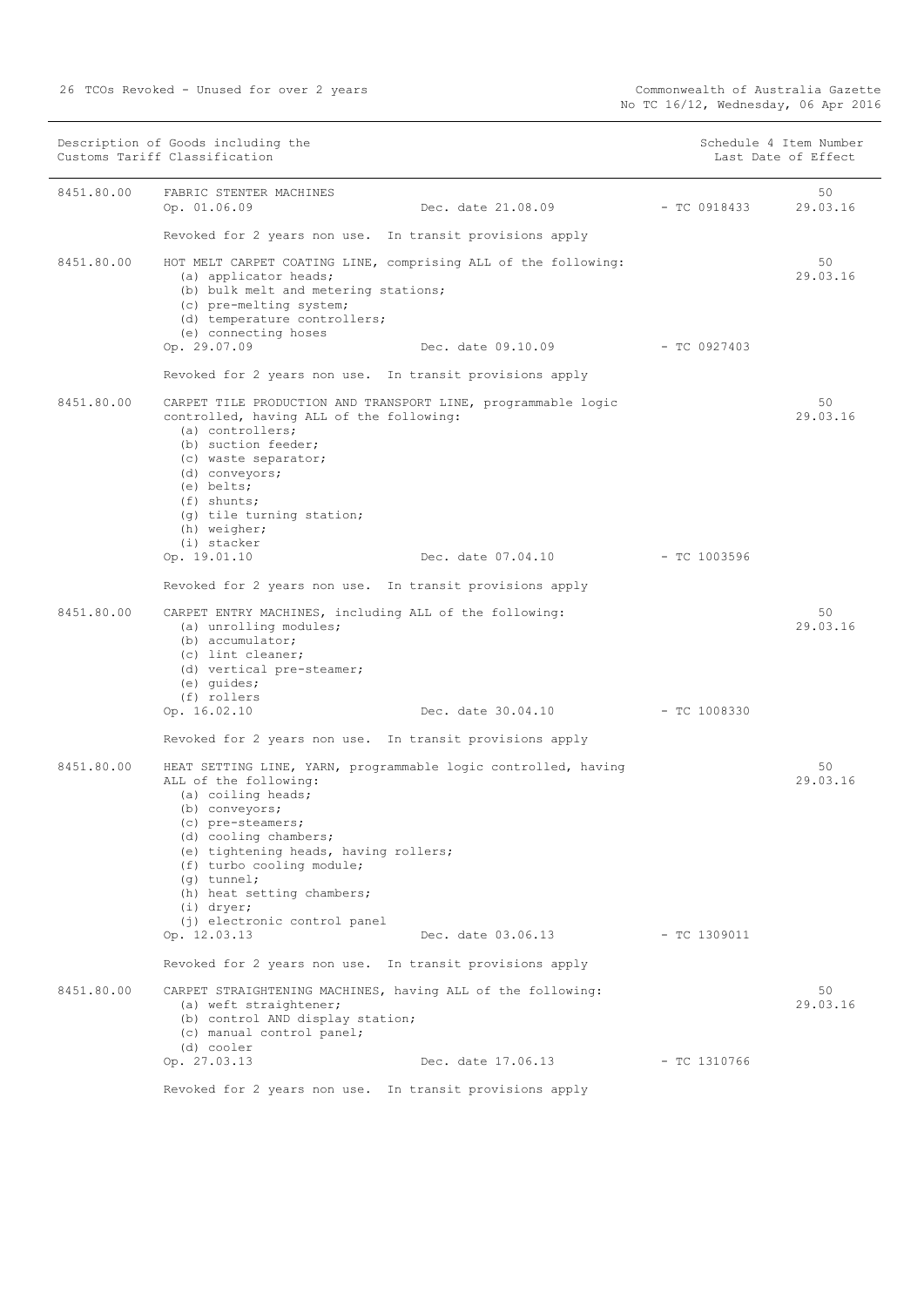| Description of Goods including the Customs Tariff Classification | | | | Schedule 4 Item Number Last Date of Effect |
|---|---|---|---|---|
| 8451.80.00 | FABRIC STENTER MACHINES<br>Op. 01.06.09 | Dec. date 21.08.09 | - TC 0918433 | 50<br>29.03.16 |
| | Revoked for 2 years non use. In transit provisions apply | | | |
| 8451.80.00 | HOT MELT CARPET COATING LINE, comprising ALL of the following:<br>(a) applicator heads;<br>(b) bulk melt and metering stations;<br>(c) pre-melting system;<br>(d) temperature controllers;<br>(e) connecting hoses<br>Op. 29.07.09 | Dec. date 09.10.09 | - TC 0927403 | 50<br>29.03.16 |
| | Revoked for 2 years non use. In transit provisions apply | | | |
| 8451.80.00 | CARPET TILE PRODUCTION AND TRANSPORT LINE, programmable logic controlled, having ALL of the following:<br>(a) controllers;<br>(b) suction feeder;<br>(c) waste separator;<br>(d) conveyors;<br>(e) belts;<br>(f) shunts;<br>(g) tile turning station;<br>(h) weigher;<br>(i) stacker<br>Op. 19.01.10 | Dec. date 07.04.10 | - TC 1003596 | 50<br>29.03.16 |
| | Revoked for 2 years non use. In transit provisions apply | | | |
| 8451.80.00 | CARPET ENTRY MACHINES, including ALL of the following:<br>(a) unrolling modules;<br>(b) accumulator;<br>(c) lint cleaner;<br>(d) vertical pre-steamer;<br>(e) guides;<br>(f) rollers<br>Op. 16.02.10 | Dec. date 30.04.10 | - TC 1008330 | 50<br>29.03.16 |
| | Revoked for 2 years non use. In transit provisions apply | | | |
| 8451.80.00 | HEAT SETTING LINE, YARN, programmable logic controlled, having ALL of the following:<br>(a) coiling heads;<br>(b) conveyors;<br>(c) pre-steamers;<br>(d) cooling chambers;<br>(e) tightening heads, having rollers;<br>(f) turbo cooling module;<br>(g) tunnel;<br>(h) heat setting chambers;<br>(i) dryer;<br>(j) electronic control panel<br>Op. 12.03.13 | Dec. date 03.06.13 | - TC 1309011 | 50<br>29.03.16 |
| | Revoked for 2 years non use. In transit provisions apply | | | |
| 8451.80.00 | CARPET STRAIGHTENING MACHINES, having ALL of the following:<br>(a) weft straightener;<br>(b) control AND display station;<br>(c) manual control panel;<br>(d) cooler<br>Op. 27.03.13 | Dec. date 17.06.13 | - TC 1310766 | 50<br>29.03.16 |
| | Revoked for 2 years non use. In transit provisions apply | | | |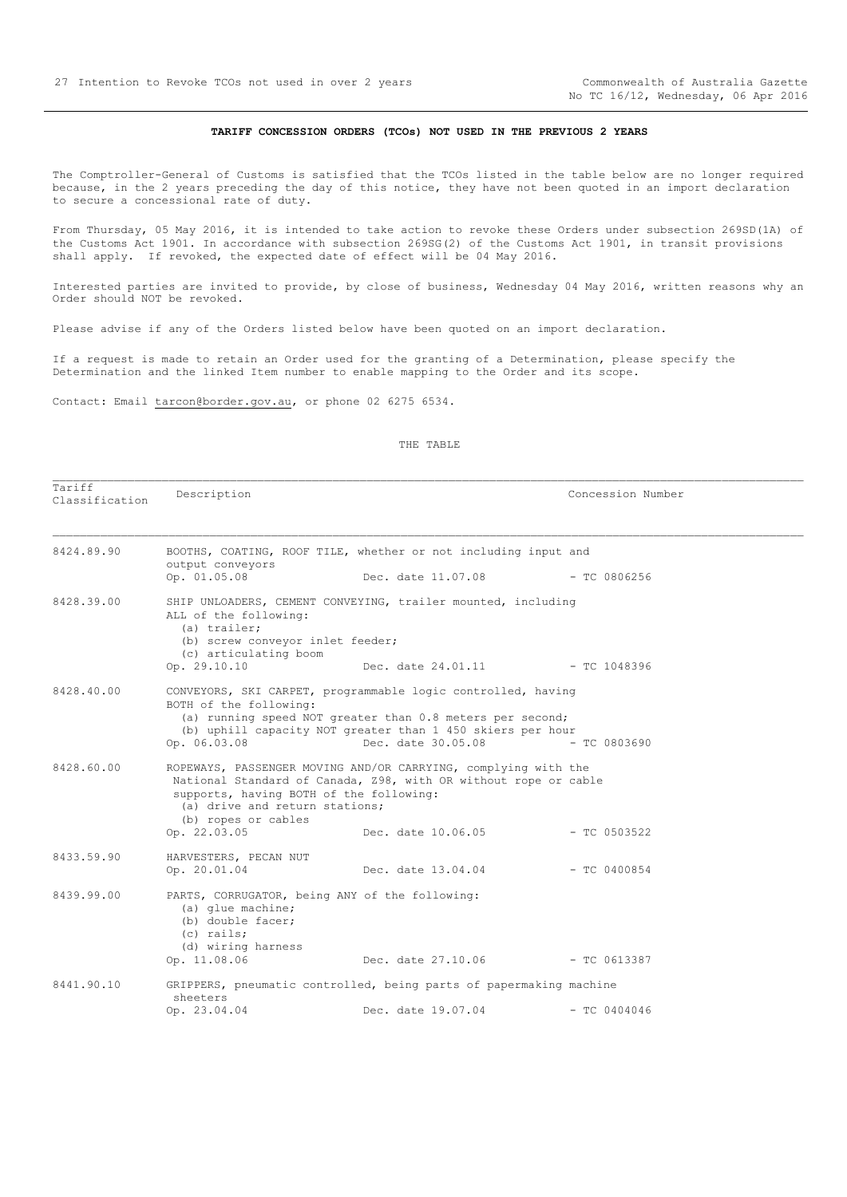## TARIFF CONCESSION ORDERS (TCOs) NOT USED IN THE PREVIOUS 2 YEARS

The Comptroller-General of Customs is satisfied that the TCOs listed in the table below are no longer required because, in the 2 years preceding the day of this notice, they have not been quoted in an import declaration to secure a concessional rate of duty.

From Thursday, 05 May 2016, it is intended to take action to revoke these Orders under subsection 269SD(1A) of the Customs Act 1901. In accordance with subsection 269SG(2) of the Customs Act 1901, in transit provisions shall apply. If revoked, the expected date of effect will be 04 May 2016.

Interested parties are invited to provide, by close of business, Wednesday 04 May 2016, written reasons why an Order should NOT be revoked.

Please advise if any of the Orders listed below have been quoted on an import declaration.

If a request is made to retain an Order used for the granting of a Determination, please specify the Determination and the linked Item number to enable mapping to the Order and its scope.

Contact: Email tarcon@border.gov.au, or phone 02 6275 6534.

THE TABLE

| Tariff Classification | Description | | Concession Number |
|---|---|---|---|
| 8424.89.90 | BOOTHS, COATING, ROOF TILE, whether or not including input and output conveyors<br>Op. 01.05.08 | Dec. date 11.07.08 | - TC 0806256 |
| 8428.39.00 | SHIP UNLOADERS, CEMENT CONVEYING, trailer mounted, including ALL of the following:<br>(a) trailer;<br>(b) screw conveyor inlet feeder;<br>(c) articulating boom<br>Op. 29.10.10 | Dec. date 24.01.11 | - TC 1048396 |
| 8428.40.00 | CONVEYORS, SKI CARPET, programmable logic controlled, having BOTH of the following:<br>(a) running speed NOT greater than 0.8 meters per second;<br>(b) uphill capacity NOT greater than 1 450 skiers per hour<br>Op. 06.03.08 | Dec. date 30.05.08 | - TC 0803690 |
| 8428.60.00 | ROPEWAYS, PASSENGER MOVING AND/OR CARRYING, complying with the National Standard of Canada, Z98, with OR without rope or cable supports, having BOTH of the following:<br>(a) drive and return stations;<br>(b) ropes or cables<br>Op. 22.03.05 | Dec. date 10.06.05 | - TC 0503522 |
| 8433.59.90 | HARVESTERS, PECAN NUT<br>Op. 20.01.04 | Dec. date 13.04.04 | - TC 0400854 |
| 8439.99.00 | PARTS, CORRUGATOR, being ANY of the following:<br>(a) glue machine;<br>(b) double facer;<br>(c) rails;<br>(d) wiring harness<br>Op. 11.08.06 | Dec. date 27.10.06 | - TC 0613387 |
| 8441.90.10 | GRIPPERS, pneumatic controlled, being parts of papermaking machine sheeters<br>Op. 23.04.04 | Dec. date 19.07.04 | - TC 0404046 |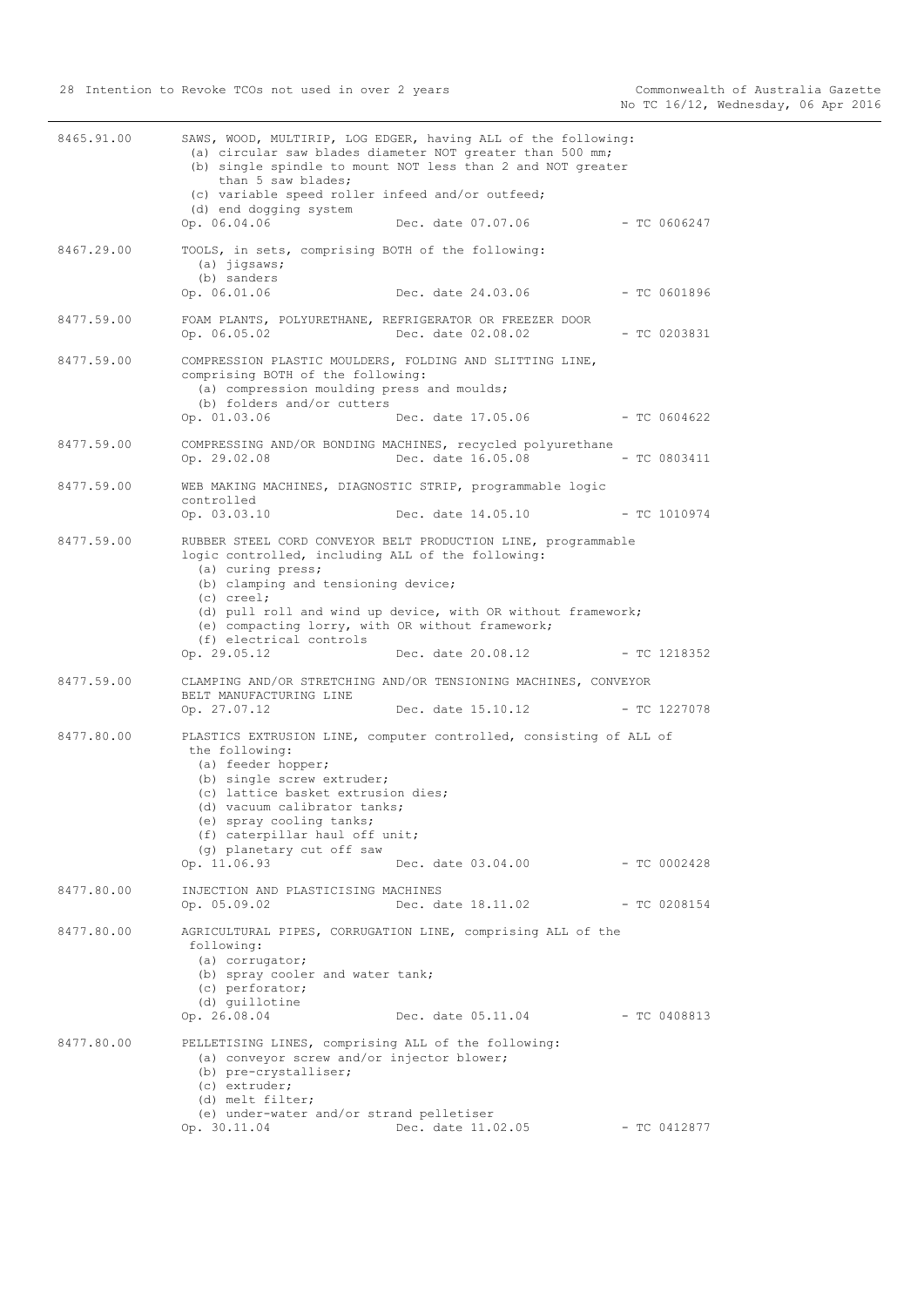8465.91.00 SAWS, WOOD, MULTIRIP, LOG EDGER, having ALL of the following:
(a) circular saw blades diameter NOT greater than 500 mm;
(b) single spindle to mount NOT less than 2 and NOT greater than 5 saw blades;
(c) variable speed roller infeed and/or outfeed;
(d) end dogging system
Op. 06.04.06 Dec. date 07.07.06 - TC 0606247

8467.29.00 TOOLS, in sets, comprising BOTH of the following:
(a) jigsaws;
(b) sanders
Op. 06.01.06 Dec. date 24.03.06 - TC 0601896

8477.59.00 FOAM PLANTS, POLYURETHANE, REFRIGERATOR OR FREEZER DOOR
Op. 06.05.02 Dec. date 02.08.02 - TC 0203831

8477.59.00 COMPRESSION PLASTIC MOULDERS, FOLDING AND SLITTING LINE, comprising BOTH of the following:
(a) compression moulding press and moulds;
(b) folders and/or cutters
Op. 01.03.06 Dec. date 17.05.06 - TC 0604622

8477.59.00 COMPRESSING AND/OR BONDING MACHINES, recycled polyurethane
Op. 29.02.08 Dec. date 16.05.08 - TC 0803411

8477.59.00 WEB MAKING MACHINES, DIAGNOSTIC STRIP, programmable logic controlled
Op. 03.03.10 Dec. date 14.05.10 - TC 1010974

8477.59.00 RUBBER STEEL CORD CONVEYOR BELT PRODUCTION LINE, programmable logic controlled, including ALL of the following:
(a) curing press;
(b) clamping and tensioning device;
(c) creel;
(d) pull roll and wind up device, with OR without framework;
(e) compacting lorry, with OR without framework;
(f) electrical controls
Op. 29.05.12 Dec. date 20.08.12 - TC 1218352

8477.59.00 CLAMPING AND/OR STRETCHING AND/OR TENSIONING MACHINES, CONVEYOR BELT MANUFACTURING LINE
Op. 27.07.12 Dec. date 15.10.12 - TC 1227078

8477.80.00 PLASTICS EXTRUSION LINE, computer controlled, consisting of ALL of the following:
(a) feeder hopper;
(b) single screw extruder;
(c) lattice basket extrusion dies;
(d) vacuum calibrator tanks;
(e) spray cooling tanks;
(f) caterpillar haul off unit;
(g) planetary cut off saw
Op. 11.06.93 Dec. date 03.04.00 - TC 0002428

8477.80.00 INJECTION AND PLASTICISING MACHINES
Op. 05.09.02 Dec. date 18.11.02 - TC 0208154

8477.80.00 AGRICULTURAL PIPES, CORRUGATION LINE, comprising ALL of the following:
(a) corrugator;
(b) spray cooler and water tank;
(c) perforator;
(d) guillotine
Op. 26.08.04 Dec. date 05.11.04 - TC 0408813

8477.80.00 PELLETISING LINES, comprising ALL of the following:
(a) conveyor screw and/or injector blower;
(b) pre-crystalliser;
(c) extruder;
(d) melt filter;
(e) under-water and/or strand pelletiser
Op. 30.11.04 Dec. date 11.02.05 - TC 0412877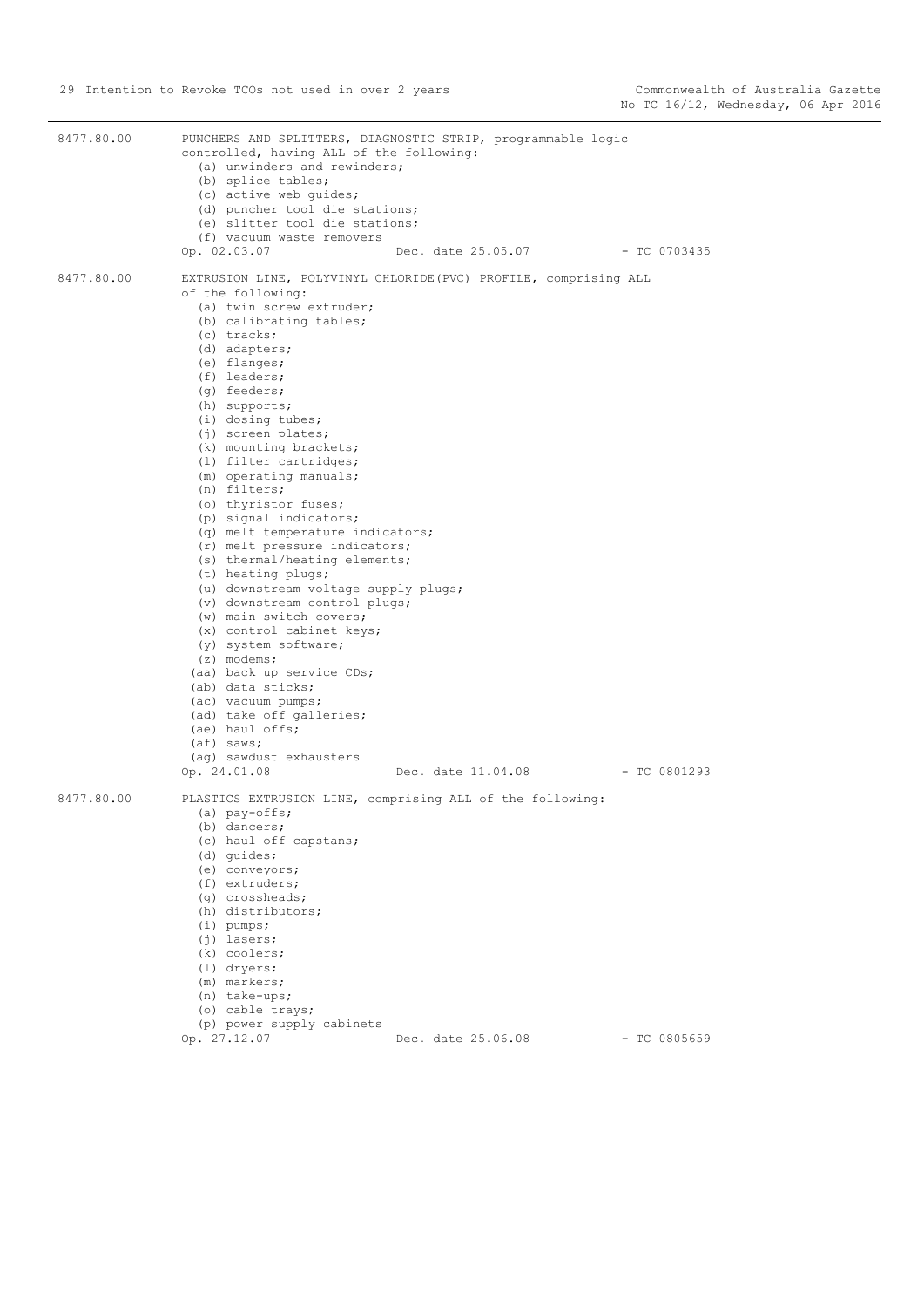8477.80.00 PUNCHERS AND SPLITTERS, DIAGNOSTIC STRIP, programmable logic controlled, having ALL of the following:

(a) unwinders and rewinders;
(b) splice tables;
(c) active web guides;
(d) puncher tool die stations;
(e) slitter tool die stations;
(f) vacuum waste removers

Op. 02.03.07 Dec. date 25.05.07 - TC 0703435

8477.80.00 EXTRUSION LINE, POLYVINYL CHLORIDE(PVC) PROFILE, comprising ALL of the following:

(a) twin screw extruder;
(b) calibrating tables;
(c) tracks;
(d) adapters;
(e) flanges;
(f) leaders;
(g) feeders;
(h) supports;
(i) dosing tubes;
(j) screen plates;
(k) mounting brackets;
(l) filter cartridges;
(m) operating manuals;
(n) filters;
(o) thyristor fuses;
(p) signal indicators;
(q) melt temperature indicators;
(r) melt pressure indicators;
(s) thermal/heating elements;
(t) heating plugs;
(u) downstream voltage supply plugs;
(v) downstream control plugs;
(w) main switch covers;
(x) control cabinet keys;
(y) system software;
(z) modems;
(aa) back up service CDs;
(ab) data sticks;
(ac) vacuum pumps;
(ad) take off galleries;
(ae) haul offs;
(af) saws;
(ag) sawdust exhausters

Op. 24.01.08 Dec. date 11.04.08 - TC 0801293

8477.80.00 PLASTICS EXTRUSION LINE, comprising ALL of the following:

(a) pay-offs;
(b) dancers;
(c) haul off capstans;
(d) guides;
(e) conveyors;
(f) extruders;
(g) crossheads;
(h) distributors;
(i) pumps;
(j) lasers;
(k) coolers;
(l) dryers;
(m) markers;
(n) take-ups;
(o) cable trays;
(p) power supply cabinets

Op. 27.12.07 Dec. date 25.06.08 - TC 0805659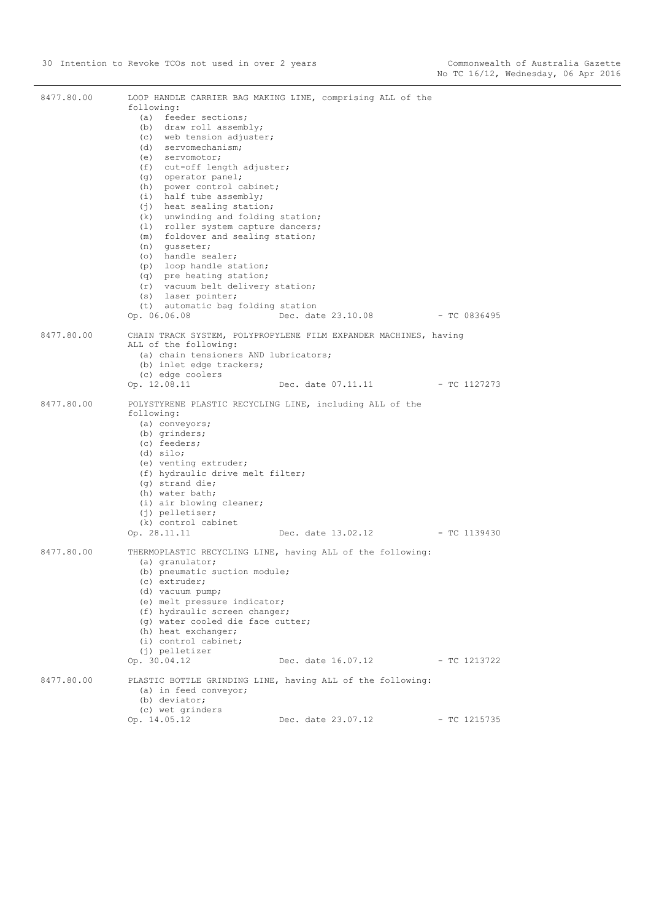8477.80.00 LOOP HANDLE CARRIER BAG MAKING LINE, comprising ALL of the following:

- (a) feeder sections;
- (b) draw roll assembly;
- (c) web tension adjuster;
- (d) servomechanism;
- (e) servomotor;
- (f) cut-off length adjuster;
- (g) operator panel;
- (h) power control cabinet;
- (i) half tube assembly;
- (j) heat sealing station;
- (k) unwinding and folding station;
- (l) roller system capture dancers;
- (m) foldover and sealing station;
- (n) gusseter;
- (o) handle sealer;
- (p) loop handle station;
- (q) pre heating station;
- (r) vacuum belt delivery station;
- (s) laser pointer;
- (t) automatic bag folding station

Op. 06.06.08 Dec. date 23.10.08 - TC 0836495

8477.80.00 CHAIN TRACK SYSTEM, POLYPROPYLENE FILM EXPANDER MACHINES, having ALL of the following:

- (a) chain tensioners AND lubricators;
- (b) inlet edge trackers;
- (c) edge coolers

Op. 12.08.11 Dec. date 07.11.11 - TC 1127273

8477.80.00 POLYSTYRENE PLASTIC RECYCLING LINE, including ALL of the following:

- (a) conveyors;
- (b) grinders;
- (c) feeders;
- (d) silo;
- (e) venting extruder;
- (f) hydraulic drive melt filter;
- (g) strand die;
- (h) water bath;
- (i) air blowing cleaner;
- (j) pelletiser;
- (k) control cabinet

Op. 28.11.11 Dec. date 13.02.12 - TC 1139430

8477.80.00 THERMOPLASTIC RECYCLING LINE, having ALL of the following:

- (a) granulator;
- (b) pneumatic suction module;
- (c) extruder;
- (d) vacuum pump;
- (e) melt pressure indicator;
- (f) hydraulic screen changer;
- (g) water cooled die face cutter;
- (h) heat exchanger;
- (i) control cabinet;
- (j) pelletizer

Op. 30.04.12 Dec. date 16.07.12 - TC 1213722

8477.80.00 PLASTIC BOTTLE GRINDING LINE, having ALL of the following:

- (a) in feed conveyor;
- (b) deviator;
- (c) wet grinders

Op. 14.05.12 Dec. date 23.07.12 - TC 1215735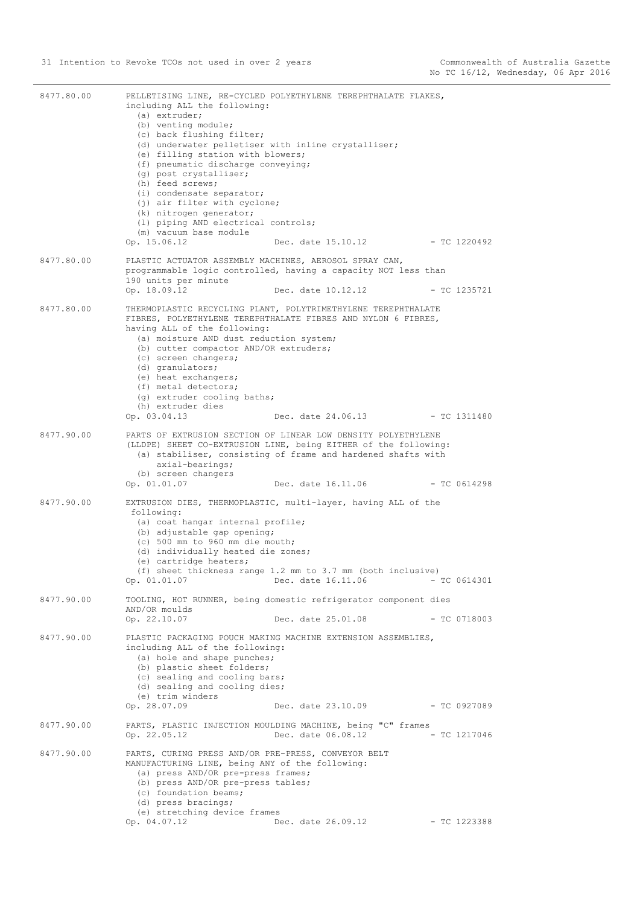8477.80.00 PELLETISING LINE, RE-CYCLED POLYETHYLENE TEREPHTHALATE FLAKES, including ALL the following:
- (a) extruder;
- (b) venting module;
- (c) back flushing filter;
- (d) underwater pelletiser with inline crystalliser;
- (e) filling station with blowers;
- (f) pneumatic discharge conveying;
- (g) post crystalliser;
- (h) feed screws;
- (i) condensate separator;
- (j) air filter with cyclone;
- (k) nitrogen generator;
- (l) piping AND electrical controls;
- (m) vacuum base module

Op. 15.06.12 Dec. date 15.10.12 - TC 1220492

8477.80.00 PLASTIC ACTUATOR ASSEMBLY MACHINES, AEROSOL SPRAY CAN, programmable logic controlled, having a capacity NOT less than 190 units per minute

Op. 18.09.12 Dec. date 10.12.12 - TC 1235721

8477.80.00 THERMOPLASTIC RECYCLING PLANT, POLYTRIMETHYLENE TEREPHTHALATE FIBRES, POLYETHYLENE TEREPHTHALATE FIBRES AND NYLON 6 FIBRES, having ALL of the following:
- (a) moisture AND dust reduction system;
- (b) cutter compactor AND/OR extruders;
- (c) screen changers;
- (d) granulators;
- (e) heat exchangers;
- (f) metal detectors;
- (g) extruder cooling baths;
- (h) extruder dies

Op. 03.04.13 Dec. date 24.06.13 - TC 1311480

8477.90.00 PARTS OF EXTRUSION SECTION OF LINEAR LOW DENSITY POLYETHYLENE (LLDPE) SHEET CO-EXTRUSION LINE, being EITHER of the following:
- (a) stabiliser, consisting of frame and hardened shafts with axial-bearings;
- (b) screen changers

Op. 01.01.07 Dec. date 16.11.06 - TC 0614298

8477.90.00 EXTRUSION DIES, THERMOPLASTIC, multi-layer, having ALL of the following:
- (a) coat hangar internal profile;
- (b) adjustable gap opening;
- (c) 500 mm to 960 mm die mouth;
- (d) individually heated die zones;
- (e) cartridge heaters;
- (f) sheet thickness range 1.2 mm to 3.7 mm (both inclusive)

Op. 01.01.07 Dec. date 16.11.06 - TC 0614301

8477.90.00 TOOLING, HOT RUNNER, being domestic refrigerator component dies AND/OR moulds

Op. 22.10.07 Dec. date 25.01.08 - TC 0718003

8477.90.00 PLASTIC PACKAGING POUCH MAKING MACHINE EXTENSION ASSEMBLIES, including ALL of the following:
- (a) hole and shape punches;
- (b) plastic sheet folders;
- (c) sealing and cooling bars;
- (d) sealing and cooling dies;
- (e) trim winders

Op. 28.07.09 Dec. date 23.10.09 - TC 0927089

8477.90.00 PARTS, PLASTIC INJECTION MOULDING MACHINE, being "C" frames

Op. 22.05.12 Dec. date 06.08.12 - TC 1217046

8477.90.00 PARTS, CURING PRESS AND/OR PRE-PRESS, CONVEYOR BELT MANUFACTURING LINE, being ANY of the following:
- (a) press AND/OR pre-press frames;
- (b) press AND/OR pre-press tables;
- (c) foundation beams;
- (d) press bracings;
- (e) stretching device frames

Op. 04.07.12 Dec. date 26.09.12 - TC 1223388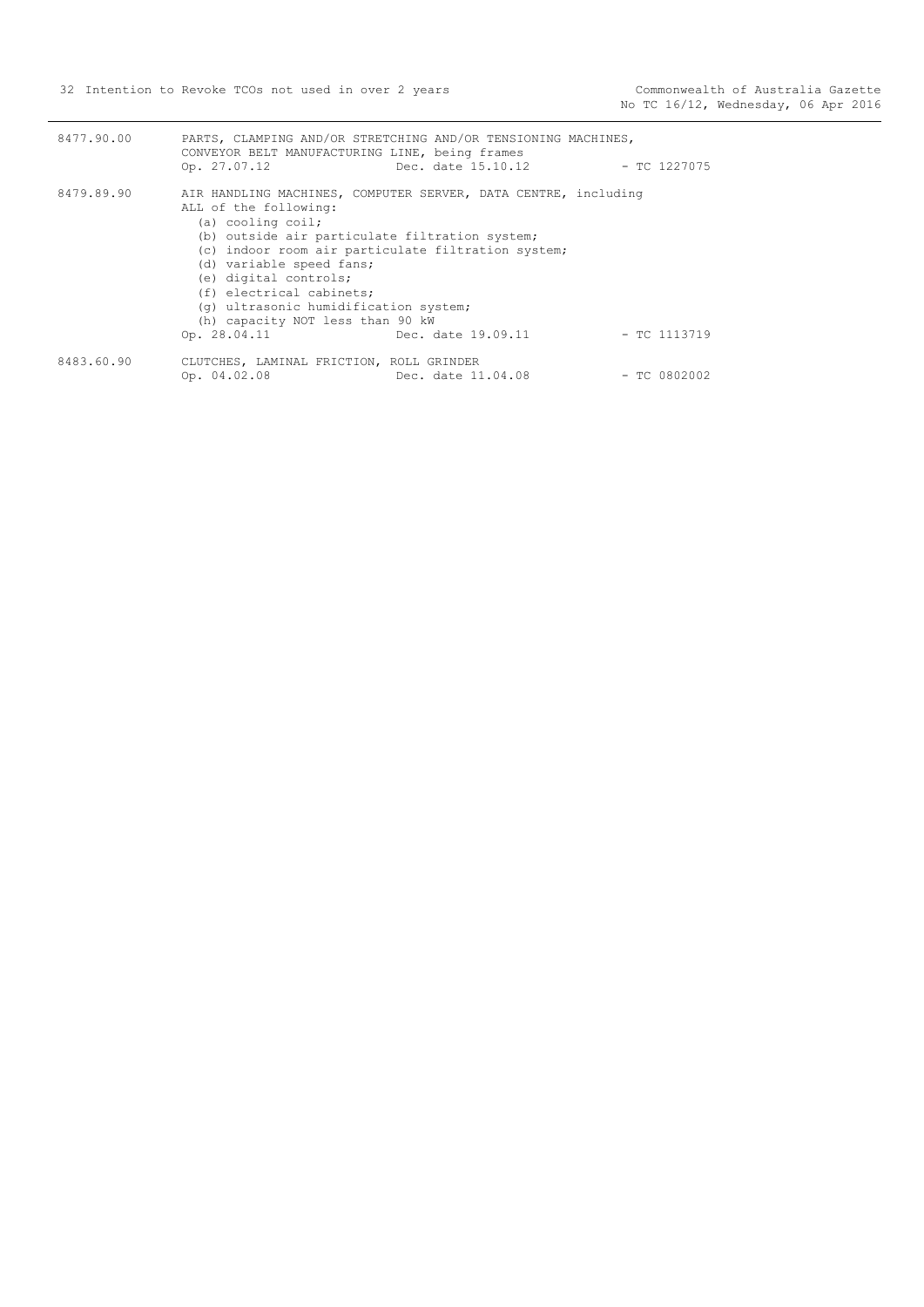8477.90.00 PARTS, CLAMPING AND/OR STRETCHING AND/OR TENSIONING MACHINES, CONVEYOR BELT MANUFACTURING LINE, being frames
Op. 27.07.12 Dec. date 15.10.12 - TC 1227075

8479.89.90 AIR HANDLING MACHINES, COMPUTER SERVER, DATA CENTRE, including ALL of the following:
- (a) cooling coil;
- (b) outside air particulate filtration system;
- (c) indoor room air particulate filtration system;
- (d) variable speed fans;
- (e) digital controls;
- (f) electrical cabinets;
- (g) ultrasonic humidification system;
- (h) capacity NOT less than 90 kW

Op. 28.04.11 Dec. date 19.09.11 - TC 1113719

8483.60.90 CLUTCHES, LAMINAL FRICTION, ROLL GRINDER
Op. 04.02.08 Dec. date 11.04.08 - TC 0802002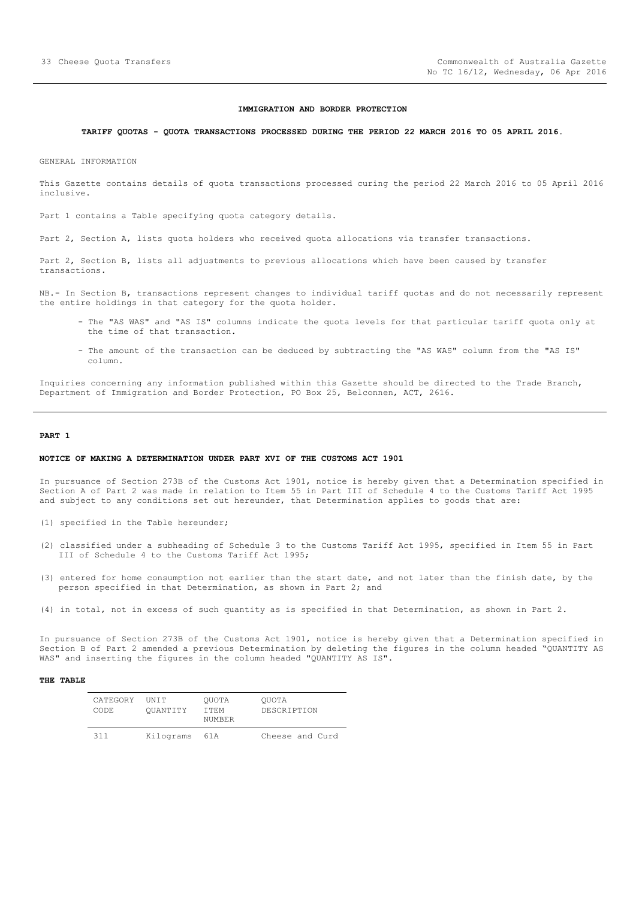## IMMIGRATION AND BORDER PROTECTION

### TARIFF QUOTAS - QUOTA TRANSACTIONS PROCESSED DURING THE PERIOD 22 MARCH 2016 TO 05 APRIL 2016.

GENERAL INFORMATION

This Gazette contains details of quota transactions processed curing the period 22 March 2016 to 05 April 2016 inclusive.

Part 1 contains a Table specifying quota category details.

Part 2, Section A, lists quota holders who received quota allocations via transfer transactions.

Part 2, Section B, lists all adjustments to previous allocations which have been caused by transfer transactions.

NB.- In Section B, transactions represent changes to individual tariff quotas and do not necessarily represent the entire holdings in that category for the quota holder.

- The "AS WAS" and "AS IS" columns indicate the quota levels for that particular tariff quota only at the time of that transaction.
- The amount of the transaction can be deduced by subtracting the "AS WAS" column from the "AS IS" column.

Inquiries concerning any information published within this Gazette should be directed to the Trade Branch, Department of Immigration and Border Protection, PO Box 25, Belconnen, ACT, 2616.

## PART 1

### NOTICE OF MAKING A DETERMINATION UNDER PART XVI OF THE CUSTOMS ACT 1901

In pursuance of Section 273B of the Customs Act 1901, notice is hereby given that a Determination specified in Section A of Part 2 was made in relation to Item 55 in Part III of Schedule 4 to the Customs Tariff Act 1995 and subject to any conditions set out hereunder, that Determination applies to goods that are:

(1) specified in the Table hereunder;

(2) classified under a subheading of Schedule 3 to the Customs Tariff Act 1995, specified in Item 55 in Part III of Schedule 4 to the Customs Tariff Act 1995;

(3) entered for home consumption not earlier than the start date, and not later than the finish date, by the person specified in that Determination, as shown in Part 2; and

(4) in total, not in excess of such quantity as is specified in that Determination, as shown in Part 2.

In pursuance of Section 273B of the Customs Act 1901, notice is hereby given that a Determination specified in Section B of Part 2 amended a previous Determination by deleting the figures in the column headed "QUANTITY AS WAS" and inserting the figures in the column headed "QUANTITY AS IS".

**THE TABLE**

| CATEGORY CODE | UNIT QUANTITY | QUOTA ITEM NUMBER | QUOTA DESCRIPTION |
|---|---|---|---|
| 311 | Kilograms | 61A | Cheese and Curd |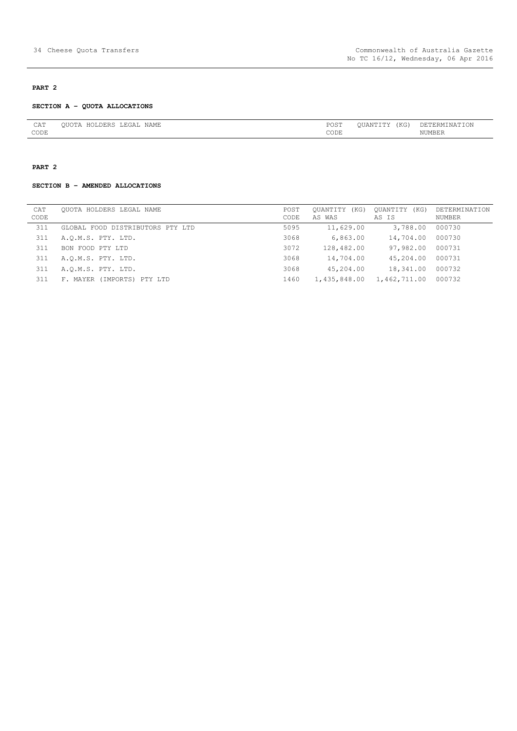**PART 2**

**SECTION A - QUOTA ALLOCATIONS**

| CAT CODE | QUOTA HOLDERS LEGAL NAME | POST CODE | QUANTITY (KG) | DETERMINATION NUMBER |
|---|---|---|---|---|

**PART 2**

**SECTION B - AMENDED ALLOCATIONS**

| CAT CODE | QUOTA HOLDERS LEGAL NAME | POST CODE | QUANTITY (KG) AS WAS | QUANTITY (KG) AS IS | DETERMINATION NUMBER |
|---|---|---|---|---|---|
| 311 | GLOBAL FOOD DISTRIBUTORS PTY LTD | 5095 | 11,629.00 | 3,788.00 | 000730 |
| 311 | A.Q.M.S. PTY. LTD. | 3068 | 6,863.00 | 14,704.00 | 000730 |
| 311 | BON FOOD PTY LTD | 3072 | 128,482.00 | 97,982.00 | 000731 |
| 311 | A.Q.M.S. PTY. LTD. | 3068 | 14,704.00 | 45,204.00 | 000731 |
| 311 | A.Q.M.S. PTY. LTD. | 3068 | 45,204.00 | 18,341.00 | 000732 |
| 311 | F. MAYER (IMPORTS) PTY LTD | 1460 | 1,435,848.00 | 1,462,711.00 | 000732 |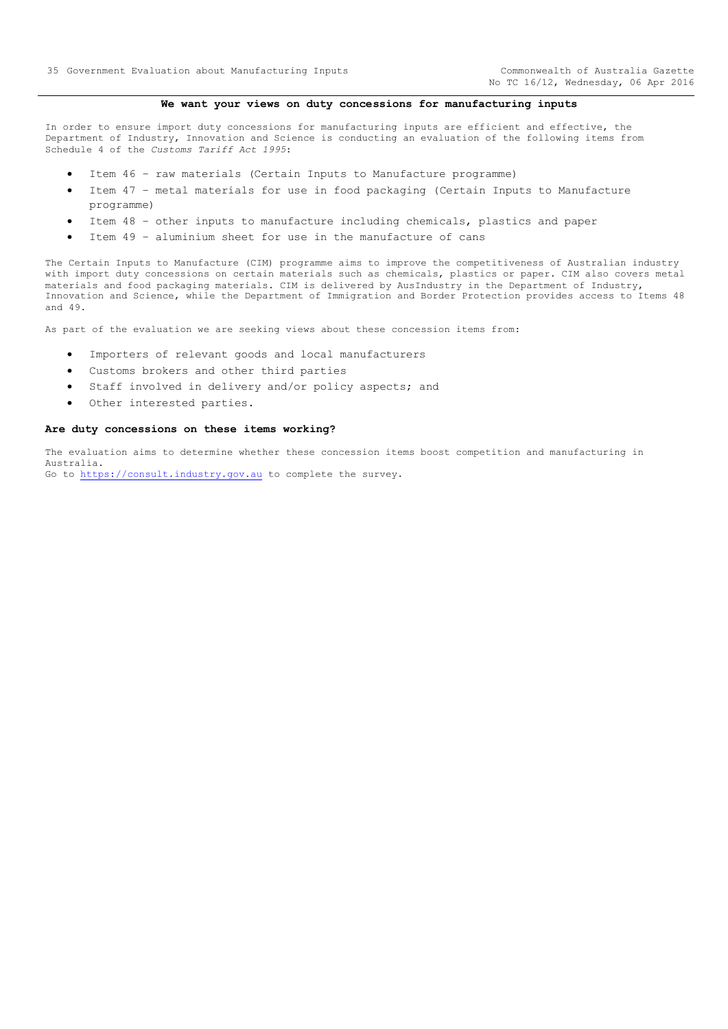## We want your views on duty concessions for manufacturing inputs

In order to ensure import duty concessions for manufacturing inputs are efficient and effective, the Department of Industry, Innovation and Science is conducting an evaluation of the following items from Schedule 4 of the *Customs Tariff Act 1995*:

- Item 46 – raw materials (Certain Inputs to Manufacture programme)
- Item 47 – metal materials for use in food packaging (Certain Inputs to Manufacture programme)
- Item 48 – other inputs to manufacture including chemicals, plastics and paper
- Item 49 – aluminium sheet for use in the manufacture of cans

The Certain Inputs to Manufacture (CIM) programme aims to improve the competitiveness of Australian industry with import duty concessions on certain materials such as chemicals, plastics or paper. CIM also covers metal materials and food packaging materials. CIM is delivered by AusIndustry in the Department of Industry, Innovation and Science, while the Department of Immigration and Border Protection provides access to Items 48 and 49.

As part of the evaluation we are seeking views about these concession items from:

- Importers of relevant goods and local manufacturers
- Customs brokers and other third parties
- Staff involved in delivery and/or policy aspects; and
- Other interested parties.

### Are duty concessions on these items working?

The evaluation aims to determine whether these concession items boost competition and manufacturing in Australia.
Go to https://consult.industry.gov.au to complete the survey.